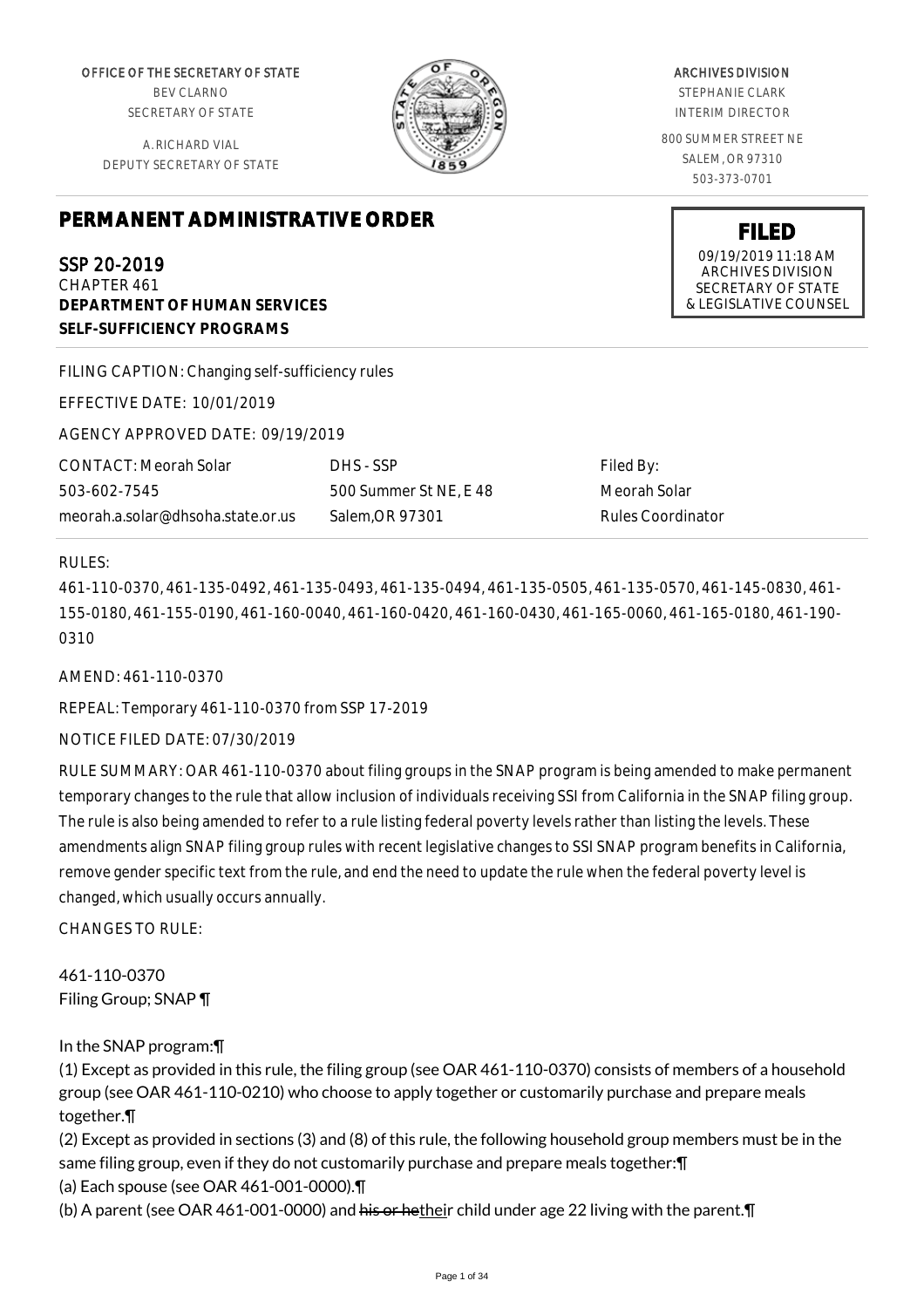OFFICE OF THE SECRETARY OF STATE
BEV CLARNO
SECRETARY OF STATE

A. RICHARD VIAL
DEPUTY SECRETARY OF STATE

ARCHIVES DIVISION
STEPHANIE CLARK
INTERIM DIRECTOR

800 SUMMER STREET NE
SALEM, OR 97310
503-373-0701

**FILED**
09/19/2019 11:18 AM
ARCHIVES DIVISION
SECRETARY OF STATE
& LEGISLATIVE COUNSEL

# PERMANENT ADMINISTRATIVE ORDER

SSP 20-2019
CHAPTER 461
**DEPARTMENT OF HUMAN SERVICES**
**SELF-SUFFICIENCY PROGRAMS**

FILING CAPTION: Changing self-sufficiency rules

EFFECTIVE DATE: 10/01/2019

AGENCY APPROVED DATE: 09/19/2019

| CONTACT: Meorah Solar | DHS - SSP | Filed By: |
|---|---|---|
| 503-602-7545 | 500 Summer St NE, E 48 | Meorah Solar |
| meorah.a.solar@dhsoha.state.or.us | Salem,OR 97301 | Rules Coordinator |

RULES:

461-110-0370, 461-135-0492, 461-135-0493, 461-135-0494, 461-135-0505, 461-135-0570, 461-145-0830, 461-155-0180, 461-155-0190, 461-160-0040, 461-160-0420, 461-160-0430, 461-165-0060, 461-165-0180, 461-190-0310

AMEND: 461-110-0370

REPEAL: Temporary 461-110-0370 from SSP 17-2019

NOTICE FILED DATE: 07/30/2019

RULE SUMMARY: OAR 461-110-0370 about filing groups in the SNAP program is being amended to make permanent temporary changes to the rule that allow inclusion of individuals receiving SSI from California in the SNAP filing group. The rule is also being amended to refer to a rule listing federal poverty levels rather than listing the levels. These amendments align SNAP filing group rules with recent legislative changes to SSI SNAP program benefits in California, remove gender specific text from the rule, and end the need to update the rule when the federal poverty level is changed, which usually occurs annually.

CHANGES TO RULE:

461-110-0370
Filing Group; SNAP ¶

In the SNAP program:¶
(1) Except as provided in this rule, the filing group (see OAR 461-110-0370) consists of members of a household group (see OAR 461-110-0210) who choose to apply together or customarily purchase and prepare meals together.¶
(2) Except as provided in sections (3) and (8) of this rule, the following household group members must be in the same filing group, even if they do not customarily purchase and prepare meals together:¶
(a) Each spouse (see OAR 461-001-0000).¶
(b) A parent (see OAR 461-001-0000) and ~~his or he~~their child under age 22 living with the parent.¶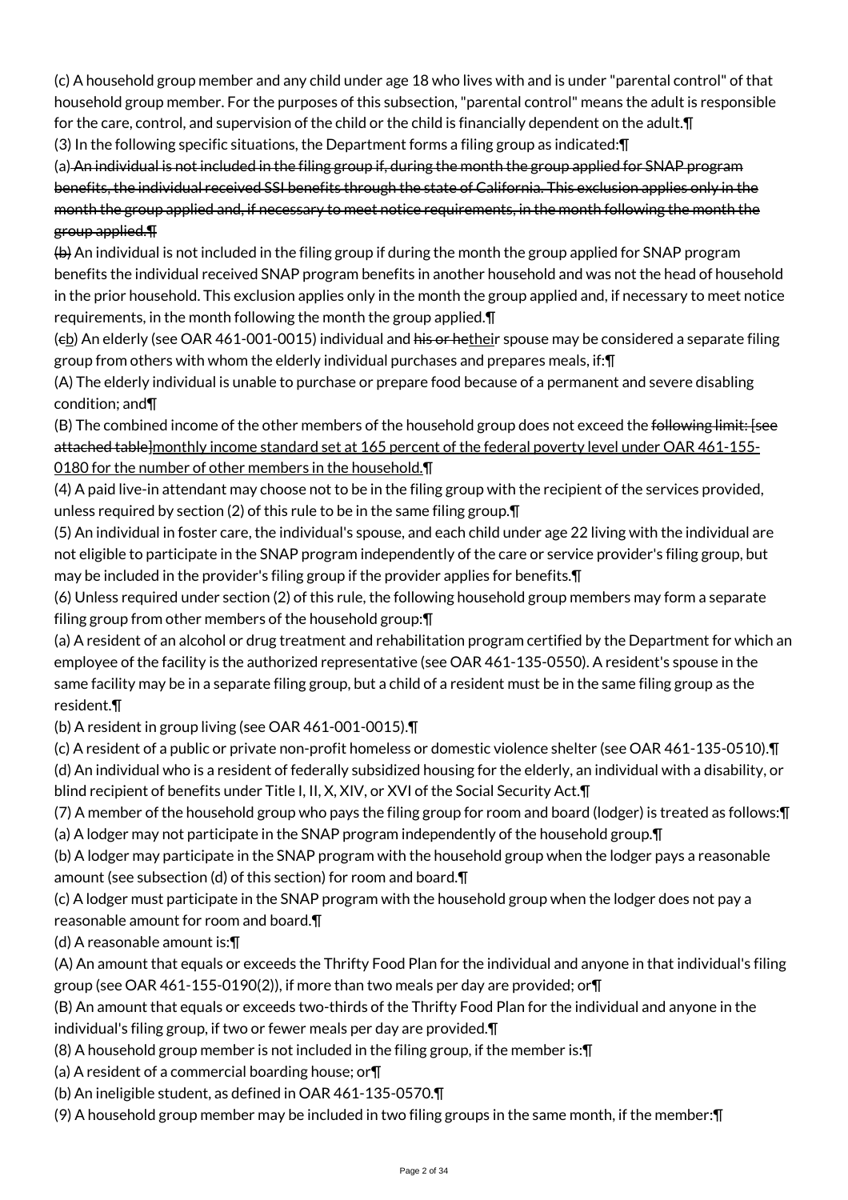(c) A household group member and any child under age 18 who lives with and is under "parental control" of that household group member. For the purposes of this subsection, "parental control" means the adult is responsible for the care, control, and supervision of the child or the child is financially dependent on the adult.¶

(3) In the following specific situations, the Department forms a filing group as indicated:¶

(a) ~~An individual is not included in the filing group if, during the month the group applied for SNAP program benefits, the individual received SSI benefits through the state of California. This exclusion applies only in the month the group applied and, if necessary to meet notice requirements, in the month following the month the group applied.¶~~

~~(b)~~ An individual is not included in the filing group if during the month the group applied for SNAP program benefits the individual received SNAP program benefits in another household and was not the head of household in the prior household. This exclusion applies only in the month the group applied and, if necessary to meet notice requirements, in the month following the month the group applied.¶

(~~c~~b) An elderly (see OAR 461-001-0015) individual and ~~his or he~~their spouse may be considered a separate filing group from others with whom the elderly individual purchases and prepares meals, if:¶

(A) The elderly individual is unable to purchase or prepare food because of a permanent and severe disabling condition; and¶

(B) The combined income of the other members of the household group does not exceed the ~~following limit: [see attached table]~~monthly income standard set at 165 percent of the federal poverty level under OAR 461-155-0180 for the number of other members in the household.¶

(4) A paid live-in attendant may choose not to be in the filing group with the recipient of the services provided, unless required by section (2) of this rule to be in the same filing group.¶

(5) An individual in foster care, the individual's spouse, and each child under age 22 living with the individual are not eligible to participate in the SNAP program independently of the care or service provider's filing group, but may be included in the provider's filing group if the provider applies for benefits.¶

(6) Unless required under section (2) of this rule, the following household group members may form a separate filing group from other members of the household group:¶

(a) A resident of an alcohol or drug treatment and rehabilitation program certified by the Department for which an employee of the facility is the authorized representative (see OAR 461-135-0550). A resident's spouse in the same facility may be in a separate filing group, but a child of a resident must be in the same filing group as the resident.¶

(b) A resident in group living (see OAR 461-001-0015).¶

(c) A resident of a public or private non-profit homeless or domestic violence shelter (see OAR 461-135-0510).¶

(d) An individual who is a resident of federally subsidized housing for the elderly, an individual with a disability, or blind recipient of benefits under Title I, II, X, XIV, or XVI of the Social Security Act.¶

(7) A member of the household group who pays the filing group for room and board (lodger) is treated as follows:¶

(a) A lodger may not participate in the SNAP program independently of the household group.¶

(b) A lodger may participate in the SNAP program with the household group when the lodger pays a reasonable amount (see subsection (d) of this section) for room and board.¶

(c) A lodger must participate in the SNAP program with the household group when the lodger does not pay a reasonable amount for room and board.¶

(d) A reasonable amount is:¶

(A) An amount that equals or exceeds the Thrifty Food Plan for the individual and anyone in that individual's filing group (see OAR 461-155-0190(2)), if more than two meals per day are provided; or¶

(B) An amount that equals or exceeds two-thirds of the Thrifty Food Plan for the individual and anyone in the individual's filing group, if two or fewer meals per day are provided.¶

(8) A household group member is not included in the filing group, if the member is:¶

(a) A resident of a commercial boarding house; or¶

(b) An ineligible student, as defined in OAR 461-135-0570.¶

(9) A household group member may be included in two filing groups in the same month, if the member:¶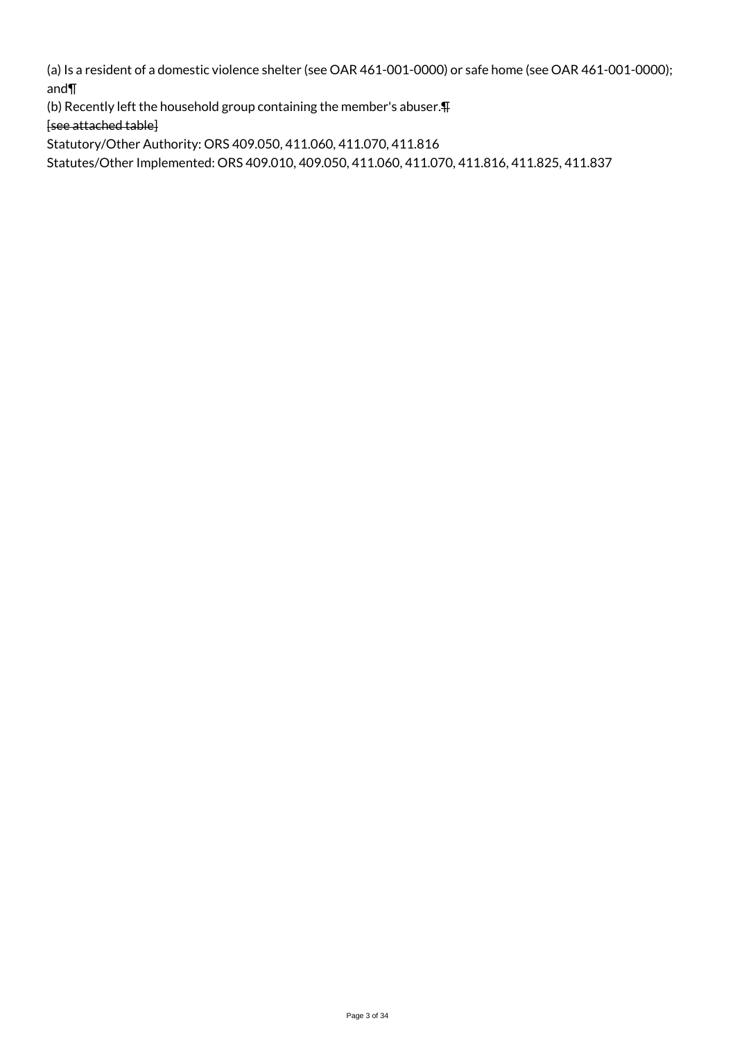(a) Is a resident of a domestic violence shelter (see OAR 461-001-0000) or safe home (see OAR 461-001-0000); and¶

(b) Recently left the household group containing the member's abuser.~~¶~~

~~[see attached table]~~

Statutory/Other Authority: ORS 409.050, 411.060, 411.070, 411.816

Statutes/Other Implemented: ORS 409.010, 409.050, 411.060, 411.070, 411.816, 411.825, 411.837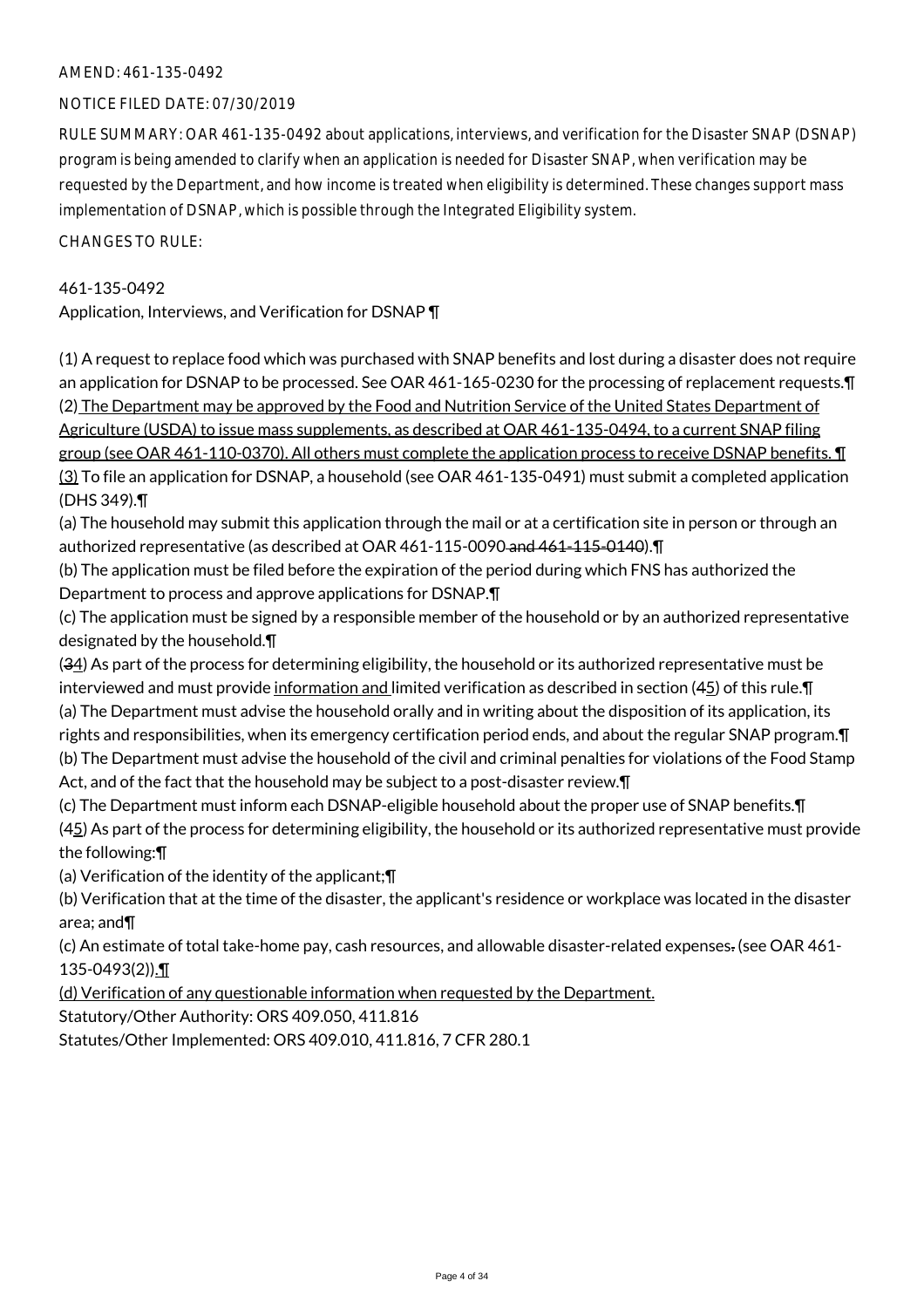AMEND: 461-135-0492

NOTICE FILED DATE: 07/30/2019

RULE SUMMARY: OAR 461-135-0492 about applications, interviews, and verification for the Disaster SNAP (DSNAP) program is being amended to clarify when an application is needed for Disaster SNAP, when verification may be requested by the Department, and how income is treated when eligibility is determined. These changes support mass implementation of DSNAP, which is possible through the Integrated Eligibility system.

CHANGES TO RULE:

461-135-0492
Application, Interviews, and Verification for DSNAP ¶

(1) A request to replace food which was purchased with SNAP benefits and lost during a disaster does not require an application for DSNAP to be processed. See OAR 461-165-0230 for the processing of replacement requests.¶
(2) The Department may be approved by the Food and Nutrition Service of the United States Department of Agriculture (USDA) to issue mass supplements, as described at OAR 461-135-0494, to a current SNAP filing group (see OAR 461-110-0370). All others must complete the application process to receive DSNAP benefits. ¶
(3) To file an application for DSNAP, a household (see OAR 461-135-0491) must submit a completed application (DHS 349).¶
(a) The household may submit this application through the mail or at a certification site in person or through an authorized representative (as described at OAR 461-115-0090 ~~and 461-115-0140~~).¶
(b) The application must be filed before the expiration of the period during which FNS has authorized the Department to process and approve applications for DSNAP.¶
(c) The application must be signed by a responsible member of the household or by an authorized representative designated by the household.¶
(~~3~~4) As part of the process for determining eligibility, the household or its authorized representative must be interviewed and must provide information and limited verification as described in section (~~4~~5) of this rule.¶
(a) The Department must advise the household orally and in writing about the disposition of its application, its rights and responsibilities, when its emergency certification period ends, and about the regular SNAP program.¶
(b) The Department must advise the household of the civil and criminal penalties for violations of the Food Stamp Act, and of the fact that the household may be subject to a post-disaster review.¶
(c) The Department must inform each DSNAP-eligible household about the proper use of SNAP benefits.¶
(~~4~~5) As part of the process for determining eligibility, the household or its authorized representative must provide the following:¶
(a) Verification of the identity of the applicant;¶
(b) Verification that at the time of the disaster, the applicant's residence or workplace was located in the disaster area; and¶
(c) An estimate of total take-home pay, cash resources, and allowable disaster-related expenses~~.~~ (see OAR 461-135-0493(2)).¶
(d) Verification of any questionable information when requested by the Department.
Statutory/Other Authority: ORS 409.050, 411.816
Statutes/Other Implemented: ORS 409.010, 411.816, 7 CFR 280.1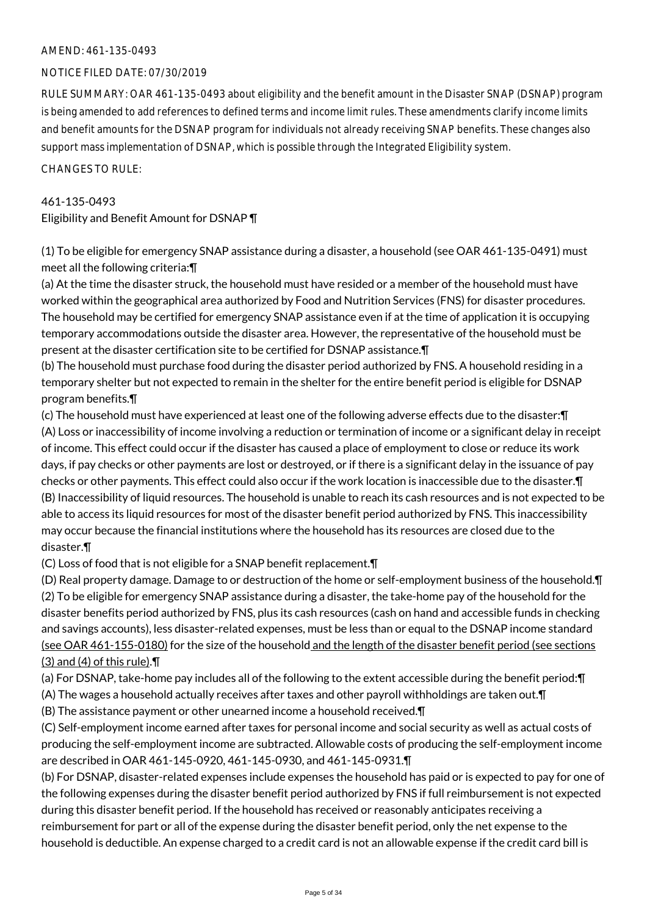AMEND: 461-135-0493

NOTICE FILED DATE: 07/30/2019

RULE SUMMARY: OAR 461-135-0493 about eligibility and the benefit amount in the Disaster SNAP (DSNAP) program is being amended to add references to defined terms and income limit rules. These amendments clarify income limits and benefit amounts for the DSNAP program for individuals not already receiving SNAP benefits. These changes also support mass implementation of DSNAP, which is possible through the Integrated Eligibility system.

CHANGES TO RULE:

461-135-0493
Eligibility and Benefit Amount for DSNAP ¶

(1) To be eligible for emergency SNAP assistance during a disaster, a household (see OAR 461-135-0491) must meet all the following criteria:¶
(a) At the time the disaster struck, the household must have resided or a member of the household must have worked within the geographical area authorized by Food and Nutrition Services (FNS) for disaster procedures. The household may be certified for emergency SNAP assistance even if at the time of application it is occupying temporary accommodations outside the disaster area. However, the representative of the household must be present at the disaster certification site to be certified for DSNAP assistance.¶
(b) The household must purchase food during the disaster period authorized by FNS. A household residing in a temporary shelter but not expected to remain in the shelter for the entire benefit period is eligible for DSNAP program benefits.¶
(c) The household must have experienced at least one of the following adverse effects due to the disaster:¶
(A) Loss or inaccessibility of income involving a reduction or termination of income or a significant delay in receipt of income. This effect could occur if the disaster has caused a place of employment to close or reduce its work days, if pay checks or other payments are lost or destroyed, or if there is a significant delay in the issuance of pay checks or other payments. This effect could also occur if the work location is inaccessible due to the disaster.¶
(B) Inaccessibility of liquid resources. The household is unable to reach its cash resources and is not expected to be able to access its liquid resources for most of the disaster benefit period authorized by FNS. This inaccessibility may occur because the financial institutions where the household has its resources are closed due to the disaster.¶
(C) Loss of food that is not eligible for a SNAP benefit replacement.¶
(D) Real property damage. Damage to or destruction of the home or self-employment business of the household.¶
(2) To be eligible for emergency SNAP assistance during a disaster, the take-home pay of the household for the disaster benefits period authorized by FNS, plus its cash resources (cash on hand and accessible funds in checking and savings accounts), less disaster-related expenses, must be less than or equal to the DSNAP income standard (see OAR 461-155-0180) for the size of the household and the length of the disaster benefit period (see sections (3) and (4) of this rule).¶
(a) For DSNAP, take-home pay includes all of the following to the extent accessible during the benefit period:¶
(A) The wages a household actually receives after taxes and other payroll withholdings are taken out.¶
(B) The assistance payment or other unearned income a household received.¶
(C) Self-employment income earned after taxes for personal income and social security as well as actual costs of producing the self-employment income are subtracted. Allowable costs of producing the self-employment income are described in OAR 461-145-0920, 461-145-0930, and 461-145-0931.¶
(b) For DSNAP, disaster-related expenses include expenses the household has paid or is expected to pay for one of the following expenses during the disaster benefit period authorized by FNS if full reimbursement is not expected during this disaster benefit period. If the household has received or reasonably anticipates receiving a reimbursement for part or all of the expense during the disaster benefit period, only the net expense to the household is deductible. An expense charged to a credit card is not an allowable expense if the credit card bill is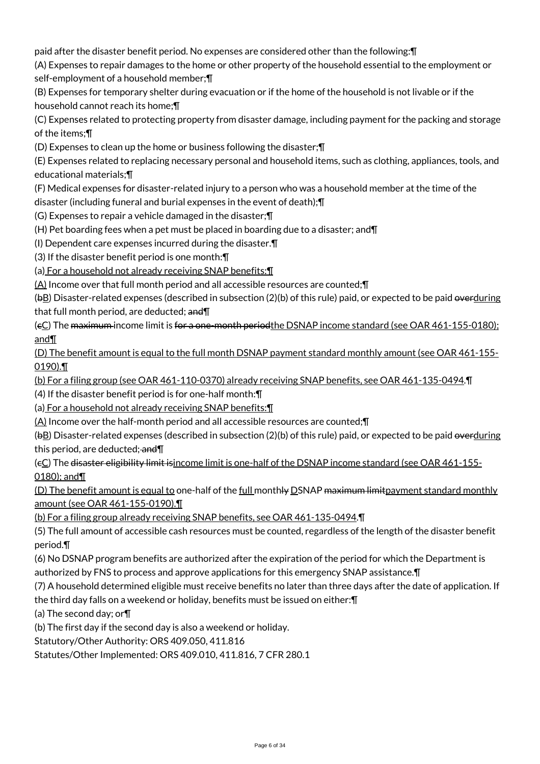paid after the disaster benefit period. No expenses are considered other than the following:¶

(A) Expenses to repair damages to the home or other property of the household essential to the employment or self-employment of a household member;¶

(B) Expenses for temporary shelter during evacuation or if the home of the household is not livable or if the household cannot reach its home;¶

(C) Expenses related to protecting property from disaster damage, including payment for the packing and storage of the items;¶

(D) Expenses to clean up the home or business following the disaster;¶

(E) Expenses related to replacing necessary personal and household items, such as clothing, appliances, tools, and educational materials;¶

(F) Medical expenses for disaster-related injury to a person who was a household member at the time of the disaster (including funeral and burial expenses in the event of death);¶

(G) Expenses to repair a vehicle damaged in the disaster;¶

(H) Pet boarding fees when a pet must be placed in boarding due to a disaster; and¶

(I) Dependent care expenses incurred during the disaster.¶

(3) If the disaster benefit period is one month:¶

(a) For a household not already receiving SNAP benefits:¶

(A) Income over that full month period and all accessible resources are counted;¶

(bB) Disaster-related expenses (described in subsection (2)(b) of this rule) paid, or expected to be paid ~~over~~during that full month period, are deducted; ~~and~~¶

(cC) The ~~maximum~~ income limit is ~~for a one-month period~~the DSNAP income standard (see OAR 461-155-0180); and¶

(D) The benefit amount is equal to the full month DSNAP payment standard monthly amount (see OAR 461-155-0190).¶

(b) For a filing group (see OAR 461-110-0370) already receiving SNAP benefits, see OAR 461-135-0494.¶

(4) If the disaster benefit period is for one-half month:¶

(a) For a household not already receiving SNAP benefits:¶

(A) Income over the half-month period and all accessible resources are counted;¶

(bB) Disaster-related expenses (described in subsection (2)(b) of this rule) paid, or expected to be paid ~~over~~during this period, are deducted; ~~and~~¶

(cC) The ~~disaster eligibility limit is~~income limit is one-half of the DSNAP income standard (see OAR 461-155-0180); and¶

(D) The benefit amount is equal to one-half of the full month~~ly~~ DSNAP ~~maximum limit~~payment standard monthly amount (see OAR 461-155-0190).¶

(b) For a filing group already receiving SNAP benefits, see OAR 461-135-0494.¶

(5) The full amount of accessible cash resources must be counted, regardless of the length of the disaster benefit period.¶

(6) No DSNAP program benefits are authorized after the expiration of the period for which the Department is authorized by FNS to process and approve applications for this emergency SNAP assistance.¶

(7) A household determined eligible must receive benefits no later than three days after the date of application. If the third day falls on a weekend or holiday, benefits must be issued on either:¶

(a) The second day; or¶

(b) The first day if the second day is also a weekend or holiday.

Statutory/Other Authority: ORS 409.050, 411.816

Statutes/Other Implemented: ORS 409.010, 411.816, 7 CFR 280.1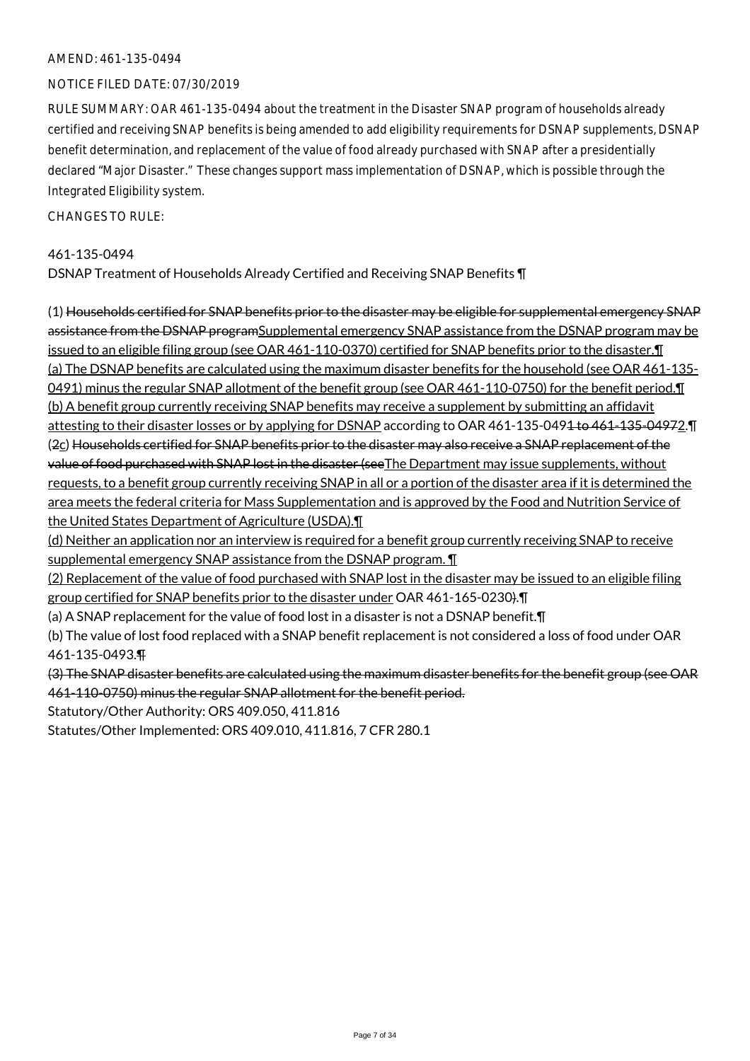AMEND: 461-135-0494

NOTICE FILED DATE: 07/30/2019

RULE SUMMARY: OAR 461-135-0494 about the treatment in the Disaster SNAP program of households already certified and receiving SNAP benefits is being amended to add eligibility requirements for DSNAP supplements, DSNAP benefit determination, and replacement of the value of food already purchased with SNAP after a presidentially declared "Major Disaster." These changes support mass implementation of DSNAP, which is possible through the Integrated Eligibility system.

CHANGES TO RULE:

461-135-0494
DSNAP Treatment of Households Already Certified and Receiving SNAP Benefits ¶

(1) ~~Households certified for SNAP benefits prior to the disaster may be eligible for supplemental emergency SNAP assistance from the DSNAP program~~Supplemental emergency SNAP assistance from the DSNAP program may be issued to an eligible filing group (see OAR 461-110-0370) certified for SNAP benefits prior to the disaster.¶
(a) The DSNAP benefits are calculated using the maximum disaster benefits for the household (see OAR 461-135-0491) minus the regular SNAP allotment of the benefit group (see OAR 461-110-0750) for the benefit period.¶
(b) A benefit group currently receiving SNAP benefits may receive a supplement by submitting an affidavit attesting to their disaster losses or by applying for DSNAP according to OAR 461-135-049~~1 to 461-135-0497~~2.¶
(~~2~~c) ~~Households certified for SNAP benefits prior to the disaster may also receive a SNAP replacement of the value of food purchased with SNAP lost in the disaster (see~~The Department may issue supplements, without requests, to a benefit group currently receiving SNAP in all or a portion of the disaster area if it is determined the area meets the federal criteria for Mass Supplementation and is approved by the Food and Nutrition Service of the United States Department of Agriculture (USDA).¶
(d) Neither an application nor an interview is required for a benefit group currently receiving SNAP to receive supplemental emergency SNAP assistance from the DSNAP program. ¶
(2) Replacement of the value of food purchased with SNAP lost in the disaster may be issued to an eligible filing group certified for SNAP benefits prior to the disaster under OAR 461-165-0230~~)~~.¶
(a) A SNAP replacement for the value of food lost in a disaster is not a DSNAP benefit.¶
(b) The value of lost food replaced with a SNAP benefit replacement is not considered a loss of food under OAR 461-135-0493.~~¶~~
~~(3) The SNAP disaster benefits are calculated using the maximum disaster benefits for the benefit group (see OAR 461-110-0750) minus the regular SNAP allotment for the benefit period.~~

Statutory/Other Authority: ORS 409.050, 411.816
Statutes/Other Implemented: ORS 409.010, 411.816, 7 CFR 280.1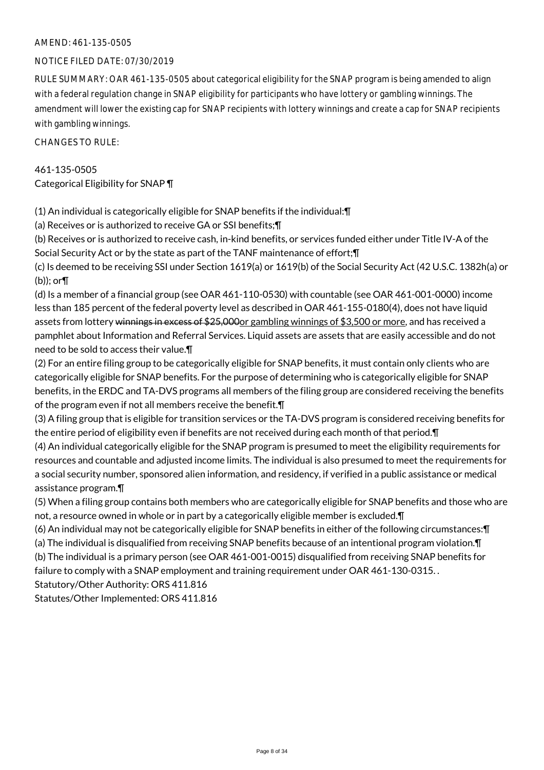AMEND: 461-135-0505

NOTICE FILED DATE: 07/30/2019

RULE SUMMARY: OAR 461-135-0505 about categorical eligibility for the SNAP program is being amended to align with a federal regulation change in SNAP eligibility for participants who have lottery or gambling winnings. The amendment will lower the existing cap for SNAP recipients with lottery winnings and create a cap for SNAP recipients with gambling winnings.

CHANGES TO RULE:

461-135-0505
Categorical Eligibility for SNAP ¶

(1) An individual is categorically eligible for SNAP benefits if the individual:¶
(a) Receives or is authorized to receive GA or SSI benefits;¶
(b) Receives or is authorized to receive cash, in-kind benefits, or services funded either under Title IV-A of the Social Security Act or by the state as part of the TANF maintenance of effort;¶
(c) Is deemed to be receiving SSI under Section 1619(a) or 1619(b) of the Social Security Act (42 U.S.C. 1382h(a) or (b)); or¶
(d) Is a member of a financial group (see OAR 461-110-0530) with countable (see OAR 461-001-0000) income less than 185 percent of the federal poverty level as described in OAR 461-155-0180(4), does not have liquid assets from lottery ~~winnings in excess of $25,000~~<u>or gambling winnings of $3,500 or more</u>, and has received a pamphlet about Information and Referral Services. Liquid assets are assets that are easily accessible and do not need to be sold to access their value.¶
(2) For an entire filing group to be categorically eligible for SNAP benefits, it must contain only clients who are categorically eligible for SNAP benefits. For the purpose of determining who is categorically eligible for SNAP benefits, in the ERDC and TA-DVS programs all members of the filing group are considered receiving the benefits of the program even if not all members receive the benefit.¶
(3) A filing group that is eligible for transition services or the TA-DVS program is considered receiving benefits for the entire period of eligibility even if benefits are not received during each month of that period.¶
(4) An individual categorically eligible for the SNAP program is presumed to meet the eligibility requirements for resources and countable and adjusted income limits. The individual is also presumed to meet the requirements for a social security number, sponsored alien information, and residency, if verified in a public assistance or medical assistance program.¶
(5) When a filing group contains both members who are categorically eligible for SNAP benefits and those who are not, a resource owned in whole or in part by a categorically eligible member is excluded.¶
(6) An individual may not be categorically eligible for SNAP benefits in either of the following circumstances:¶
(a) The individual is disqualified from receiving SNAP benefits because of an intentional program violation.¶
(b) The individual is a primary person (see OAR 461-001-0015) disqualified from receiving SNAP benefits for failure to comply with a SNAP employment and training requirement under OAR 461-130-0315. .
Statutory/Other Authority: ORS 411.816
Statutes/Other Implemented: ORS 411.816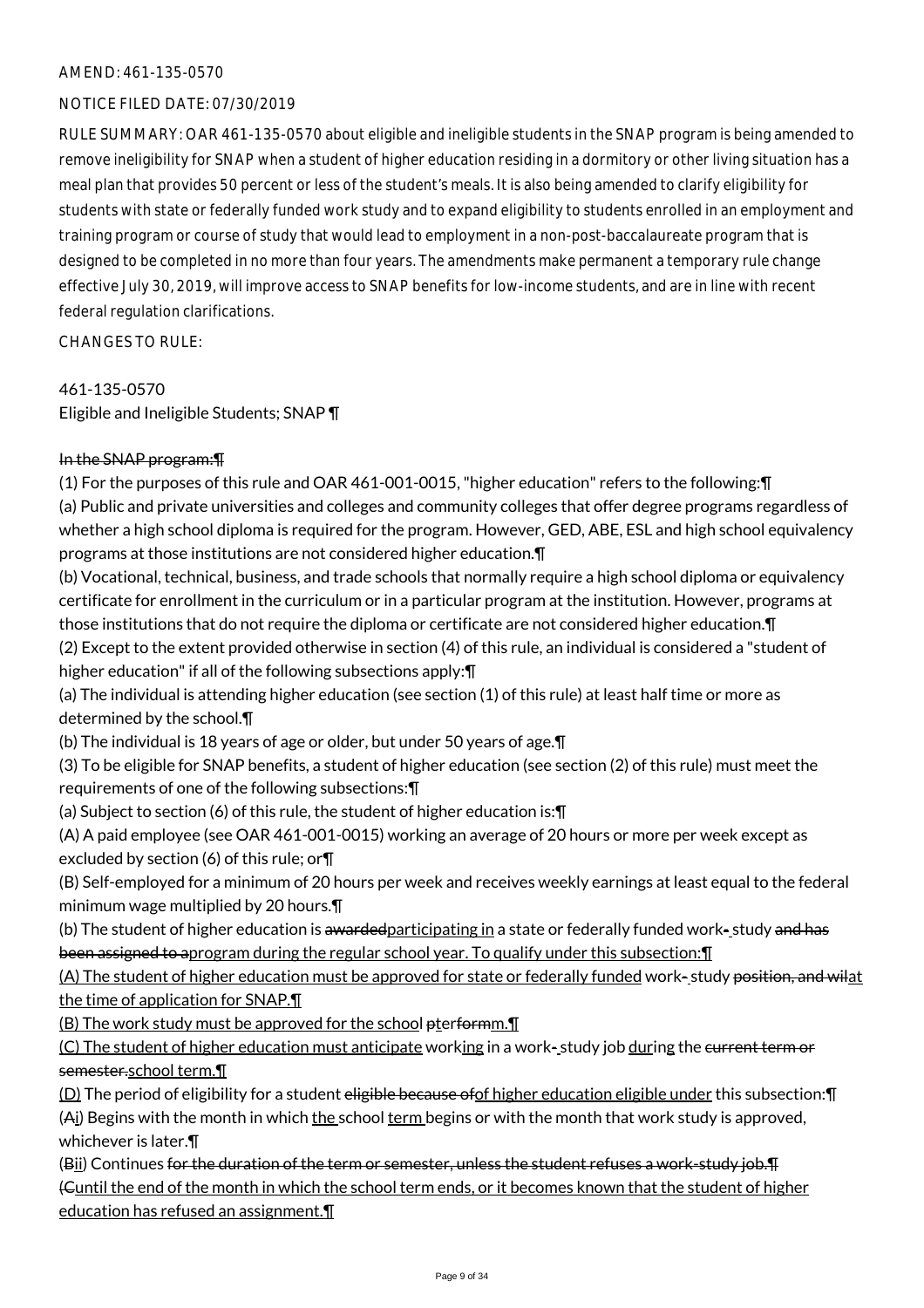AMEND: 461-135-0570

NOTICE FILED DATE: 07/30/2019

RULE SUMMARY: OAR 461-135-0570 about eligible and ineligible students in the SNAP program is being amended to remove ineligibility for SNAP when a student of higher education residing in a dormitory or other living situation has a meal plan that provides 50 percent or less of the student's meals. It is also being amended to clarify eligibility for students with state or federally funded work study and to expand eligibility to students enrolled in an employment and training program or course of study that would lead to employment in a non-post-baccalaureate program that is designed to be completed in no more than four years. The amendments make permanent a temporary rule change effective July 30, 2019, will improve access to SNAP benefits for low-income students, and are in line with recent federal regulation clarifications.

CHANGES TO RULE:

461-135-0570
Eligible and Ineligible Students; SNAP ¶

In the SNAP program:¶

(1) For the purposes of this rule and OAR 461-001-0015, "higher education" refers to the following:¶
(a) Public and private universities and colleges and community colleges that offer degree programs regardless of whether a high school diploma is required for the program. However, GED, ABE, ESL and high school equivalency programs at those institutions are not considered higher education.¶
(b) Vocational, technical, business, and trade schools that normally require a high school diploma or equivalency certificate for enrollment in the curriculum or in a particular program at the institution. However, programs at those institutions that do not require the diploma or certificate are not considered higher education.¶
(2) Except to the extent provided otherwise in section (4) of this rule, an individual is considered a "student of higher education" if all of the following subsections apply:¶
(a) The individual is attending higher education (see section (1) of this rule) at least half time or more as determined by the school.¶
(b) The individual is 18 years of age or older, but under 50 years of age.¶
(3) To be eligible for SNAP benefits, a student of higher education (see section (2) of this rule) must meet the requirements of one of the following subsections:¶
(a) Subject to section (6) of this rule, the student of higher education is:¶
(A) A paid employee (see OAR 461-001-0015) working an average of 20 hours or more per week except as excluded by section (6) of this rule; or¶
(B) Self-employed for a minimum of 20 hours per week and receives weekly earnings at least equal to the federal minimum wage multiplied by 20 hours.¶
(b) The student of higher education is awardedparticipating in a state or federally funded work- study and has been assigned to aprogram during the regular school year. To qualify under this subsection:¶
(A) The student of higher education must be approved for state or federally funded work- study position, and wilat the time of application for SNAP.¶
(B) The work study must be approved for the school pterformm.¶
(C) The student of higher education must anticipate working in a work- study job during the current term or semester.school term.¶
(D) The period of eligibility for a student eligible because ofof higher education eligible under this subsection:¶
(Ai) Begins with the month in which the school term begins or with the month that work study is approved, whichever is later.¶
(Bii) Continues for the duration of the term or semester, unless the student refuses a work-study job.¶
(Cuntil the end of the month in which the school term ends, or it becomes known that the student of higher education has refused an assignment.¶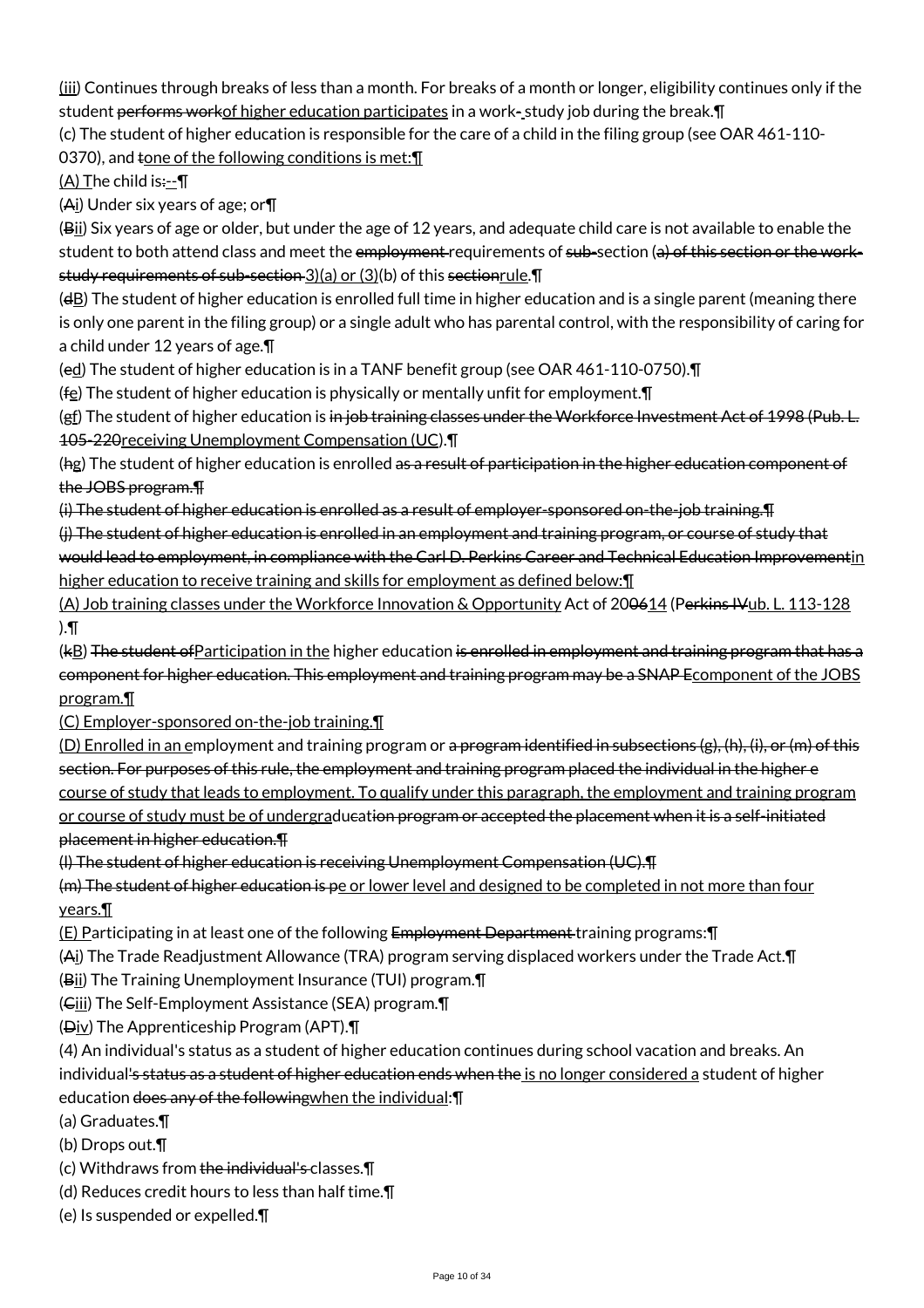(iii) Continues through breaks of less than a month. For breaks of a month or longer, eligibility continues only if the student performs workof higher education participates in a work- study job during the break.¶

(c) The student of higher education is responsible for the care of a child in the filing group (see OAR 461-110-0370), and tone of the following conditions is met:¶

(A) The child is:--¶

(Ai) Under six years of age; or¶

(Bii) Six years of age or older, but under the age of 12 years, and adequate child care is not available to enable the student to both attend class and meet the employment requirements of sub-section (a) of this section or the work-study requirements of sub-section 3)(a) or (3)(b) of this sectionrule.¶

(dB) The student of higher education is enrolled full time in higher education and is a single parent (meaning there is only one parent in the filing group) or a single adult who has parental control, with the responsibility of caring for a child under 12 years of age.¶

(ed) The student of higher education is in a TANF benefit group (see OAR 461-110-0750).¶

(fe) The student of higher education is physically or mentally unfit for employment.¶

(gf) The student of higher education is in job training classes under the Workforce Investment Act of 1998 (Pub. L. 105-220receiving Unemployment Compensation (UC).¶

(hg) The student of higher education is enrolled as a result of participation in the higher education component of the JOBS program.¶

(i) The student of higher education is enrolled as a result of employer-sponsored on-the-job training.¶

(j) The student of higher education is enrolled in an employment and training program, or course of study that would lead to employment, in compliance with the Carl D. Perkins Career and Technical Education Improvementin higher education to receive training and skills for employment as defined below:¶

(A) Job training classes under the Workforce Innovation & Opportunity Act of 200614 (Perkins IVub. L. 113-128 ).¶

(kB) The student ofParticipation in the higher education is enrolled in employment and training program that has a component for higher education. This employment and training program may be a SNAP Ecomponent of the JOBS program.¶

(C) Employer-sponsored on-the-job training.¶

(D) Enrolled in an employment and training program or a program identified in subsections (g), (h), (i), or (m) of this section. For purposes of this rule, the employment and training program placed the individual in the higher e course of study that leads to employment. To qualify under this paragraph, the employment and training program or course of study must be of undergraducation program or accepted the placement when it is a self-initiated placement in higher education.¶

(l) The student of higher education is receiving Unemployment Compensation (UC).¶

(m) The student of higher education is pe or lower level and designed to be completed in not more than four years.¶

(E) Participating in at least one of the following Employment Department training programs:¶

(Ai) The Trade Readjustment Allowance (TRA) program serving displaced workers under the Trade Act.¶

(Bii) The Training Unemployment Insurance (TUI) program.¶

(Ciii) The Self-Employment Assistance (SEA) program.¶

(Div) The Apprenticeship Program (APT).¶

(4) An individual's status as a student of higher education continues during school vacation and breaks. An individual's status as a student of higher education ends when the is no longer considered a student of higher education does any of the followingwhen the individual:¶

(a) Graduates.¶

(b) Drops out.¶

(c) Withdraws from the individual's classes.¶

(d) Reduces credit hours to less than half time.¶

(e) Is suspended or expelled.¶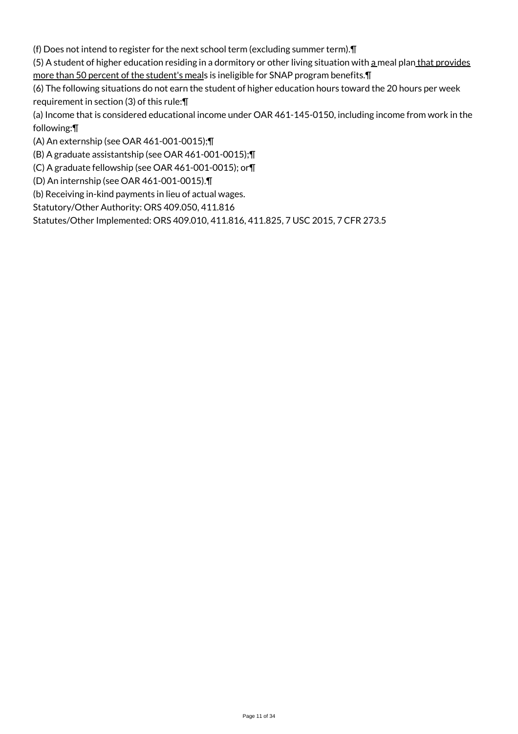(f) Does not intend to register for the next school term (excluding summer term).¶

(5) A student of higher education residing in a dormitory or other living situation with a meal plan that provides more than 50 percent of the student's meals is ineligible for SNAP program benefits.¶

(6) The following situations do not earn the student of higher education hours toward the 20 hours per week requirement in section (3) of this rule:¶

(a) Income that is considered educational income under OAR 461-145-0150, including income from work in the following:¶

(A) An externship (see OAR 461-001-0015);¶

(B) A graduate assistantship (see OAR 461-001-0015);¶

(C) A graduate fellowship (see OAR 461-001-0015); or¶

(D) An internship (see OAR 461-001-0015).¶

(b) Receiving in-kind payments in lieu of actual wages.

Statutory/Other Authority: ORS 409.050, 411.816

Statutes/Other Implemented: ORS 409.010, 411.816, 411.825, 7 USC 2015, 7 CFR 273.5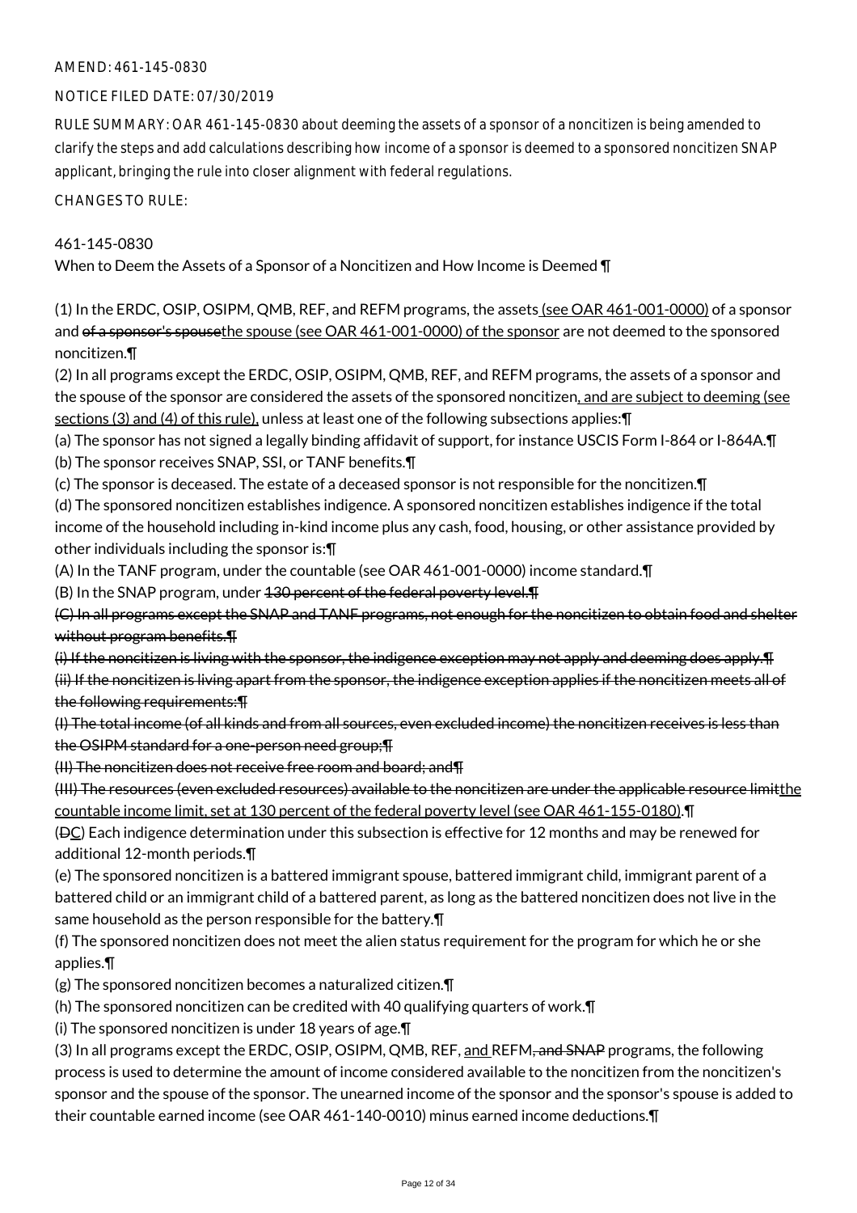AMEND: 461-145-0830

NOTICE FILED DATE: 07/30/2019

RULE SUMMARY: OAR 461-145-0830 about deeming the assets of a sponsor of a noncitizen is being amended to clarify the steps and add calculations describing how income of a sponsor is deemed to a sponsored noncitizen SNAP applicant, bringing the rule into closer alignment with federal regulations.

CHANGES TO RULE:

461-145-0830

When to Deem the Assets of a Sponsor of a Noncitizen and How Income is Deemed ¶

(1) In the ERDC, OSIP, OSIPM, QMB, REF, and REFM programs, the assets<u> (see OAR 461-001-0000)</u> of a sponsor and ~~of a sponsor's spouse~~<u>the spouse (see OAR 461-001-0000) of the sponsor</u> are not deemed to the sponsored noncitizen.¶

(2) In all programs except the ERDC, OSIP, OSIPM, QMB, REF, and REFM programs, the assets of a sponsor and the spouse of the sponsor are considered the assets of the sponsored noncitizen<u>, and are subject to deeming (see sections (3) and (4) of this rule),</u> unless at least one of the following subsections applies:¶

(a) The sponsor has not signed a legally binding affidavit of support, for instance USCIS Form I-864 or I-864A.¶

(b) The sponsor receives SNAP, SSI, or TANF benefits.¶

(c) The sponsor is deceased. The estate of a deceased sponsor is not responsible for the noncitizen.¶

(d) The sponsored noncitizen establishes indigence. A sponsored noncitizen establishes indigence if the total income of the household including in-kind income plus any cash, food, housing, or other assistance provided by other individuals including the sponsor is:¶

(A) In the TANF program, under the countable (see OAR 461-001-0000) income standard.¶

(B) In the SNAP program, under ~~130 percent of the federal poverty level.¶~~

~~(C) In all programs except the SNAP and TANF programs, not enough for the noncitizen to obtain food and shelter without program benefits.¶~~

~~(i) If the noncitizen is living with the sponsor, the indigence exception may not apply and deeming does apply.¶~~

~~(ii) If the noncitizen is living apart from the sponsor, the indigence exception applies if the noncitizen meets all of the following requirements:¶~~

~~(I) The total income (of all kinds and from all sources, even excluded income) the noncitizen receives is less than the OSIPM standard for a one-person need group;¶~~

~~(II) The noncitizen does not receive free room and board; and¶~~

~~(III) The resources (even excluded resources) available to the noncitizen are under the applicable resource limit~~<u>the countable income limit, set at 130 percent of the federal poverty level (see OAR 461-155-0180)</u>.¶

(~~D~~<u>C</u>) Each indigence determination under this subsection is effective for 12 months and may be renewed for additional 12-month periods.¶

(e) The sponsored noncitizen is a battered immigrant spouse, battered immigrant child, immigrant parent of a battered child or an immigrant child of a battered parent, as long as the battered noncitizen does not live in the same household as the person responsible for the battery.¶

(f) The sponsored noncitizen does not meet the alien status requirement for the program for which he or she applies.¶

(g) The sponsored noncitizen becomes a naturalized citizen.¶

(h) The sponsored noncitizen can be credited with 40 qualifying quarters of work.¶

(i) The sponsored noncitizen is under 18 years of age.¶

(3) In all programs except the ERDC, OSIP, OSIPM, QMB, REF, <u>and </u>REFM~~, and SNAP~~ programs, the following process is used to determine the amount of income considered available to the noncitizen from the noncitizen's sponsor and the spouse of the sponsor. The unearned income of the sponsor and the sponsor's spouse is added to their countable earned income (see OAR 461-140-0010) minus earned income deductions.¶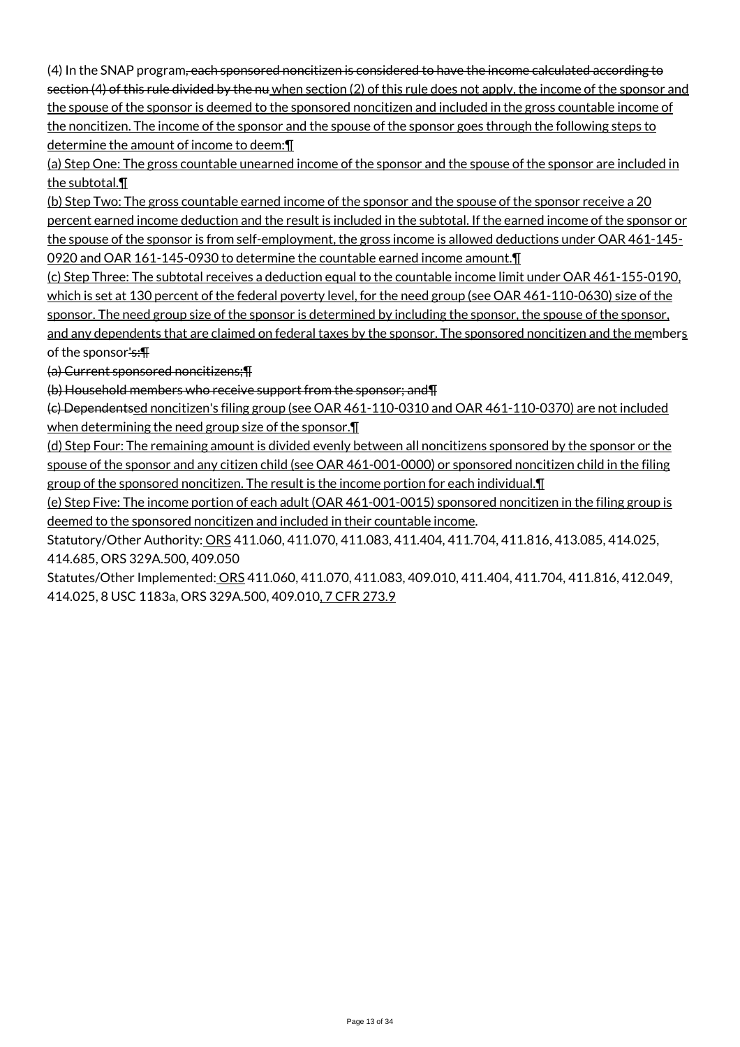(4) In the SNAP program~~, each sponsored noncitizen is considered to have the income calculated according to section (4) of this rule divided by the nu~~ when section (2) of this rule does not apply, the income of the sponsor and the spouse of the sponsor is deemed to the sponsored noncitizen and included in the gross countable income of the noncitizen. The income of the sponsor and the spouse of the sponsor goes through the following steps to determine the amount of income to deem:¶

(a) Step One: The gross countable unearned income of the sponsor and the spouse of the sponsor are included in the subtotal.¶

(b) Step Two: The gross countable earned income of the sponsor and the spouse of the sponsor receive a 20 percent earned income deduction and the result is included in the subtotal. If the earned income of the sponsor or the spouse of the sponsor is from self-employment, the gross income is allowed deductions under OAR 461-145-0920 and OAR 161-145-0930 to determine the countable earned income amount.¶

(c) Step Three: The subtotal receives a deduction equal to the countable income limit under OAR 461-155-0190, which is set at 130 percent of the federal poverty level, for the need group (see OAR 461-110-0630) size of the sponsor. The need group size of the sponsor is determined by including the sponsor, the spouse of the sponsor, and any dependents that are claimed on federal taxes by the sponsor. The sponsored noncitizen and the members of the sponsor~~'s:¶~~

~~(a) Current sponsored noncitizens;¶~~

~~(b) Household members who receive support from the sponsor; and¶~~

~~(c) Dependents~~ed noncitizen's filing group (see OAR 461-110-0310 and OAR 461-110-0370) are not included when determining the need group size of the sponsor.¶

(d) Step Four: The remaining amount is divided evenly between all noncitizens sponsored by the sponsor or the spouse of the sponsor and any citizen child (see OAR 461-001-0000) or sponsored noncitizen child in the filing group of the sponsored noncitizen. The result is the income portion for each individual.¶

(e) Step Five: The income portion of each adult (OAR 461-001-0015) sponsored noncitizen in the filing group is deemed to the sponsored noncitizen and included in their countable income.

Statutory/Other Authority: ORS 411.060, 411.070, 411.083, 411.404, 411.704, 411.816, 413.085, 414.025, 414.685, ORS 329A.500, 409.050

Statutes/Other Implemented: ORS 411.060, 411.070, 411.083, 409.010, 411.404, 411.704, 411.816, 412.049, 414.025, 8 USC 1183a, ORS 329A.500, 409.010, 7 CFR 273.9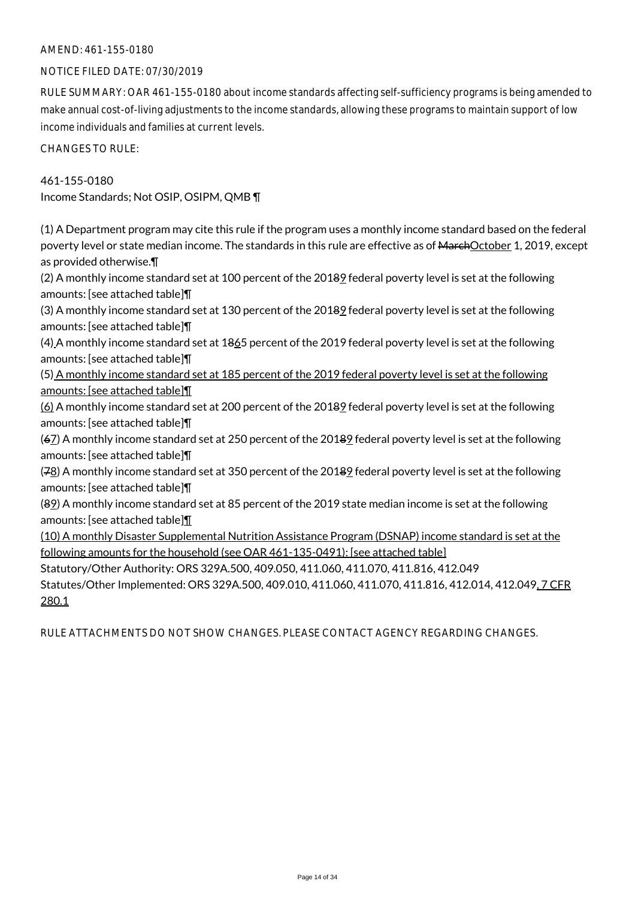AMEND: 461-155-0180

NOTICE FILED DATE: 07/30/2019

RULE SUMMARY: OAR 461-155-0180 about income standards affecting self-sufficiency programs is being amended to make annual cost-of-living adjustments to the income standards, allowing these programs to maintain support of low income individuals and families at current levels.

CHANGES TO RULE:

461-155-0180
Income Standards; Not OSIP, OSIPM, QMB ¶

(1) A Department program may cite this rule if the program uses a monthly income standard based on the federal poverty level or state median income. The standards in this rule are effective as of ~~March~~October 1, 2019, except as provided otherwise.¶
(2) A monthly income standard set at 100 percent of the 201~~8~~9 federal poverty level is set at the following amounts: [see attached table]¶
(3) A monthly income standard set at 130 percent of the 201~~8~~9 federal poverty level is set at the following amounts: [see attached table]¶
(4) A monthly income standard set at 1~~8~~65 percent of the 2019 federal poverty level is set at the following amounts: [see attached table]¶
(5) A monthly income standard set at 185 percent of the 2019 federal poverty level is set at the following amounts: [see attached table]¶
(6) A monthly income standard set at 200 percent of the 201~~8~~9 federal poverty level is set at the following amounts: [see attached table]¶
(~~6~~7) A monthly income standard set at 250 percent of the 201~~8~~9 federal poverty level is set at the following amounts: [see attached table]¶
(~~7~~8) A monthly income standard set at 350 percent of the 201~~8~~9 federal poverty level is set at the following amounts: [see attached table]¶
(~~8~~9) A monthly income standard set at 85 percent of the 2019 state median income is set at the following amounts: [see attached table]¶
(10) A monthly Disaster Supplemental Nutrition Assistance Program (DSNAP) income standard is set at the following amounts for the household (see OAR 461-135-0491): [see attached table]
Statutory/Other Authority: ORS 329A.500, 409.050, 411.060, 411.070, 411.816, 412.049
Statutes/Other Implemented: ORS 329A.500, 409.010, 411.060, 411.070, 411.816, 412.014, 412.049, 7 CFR 280.1

RULE ATTACHMENTS DO NOT SHOW CHANGES. PLEASE CONTACT AGENCY REGARDING CHANGES.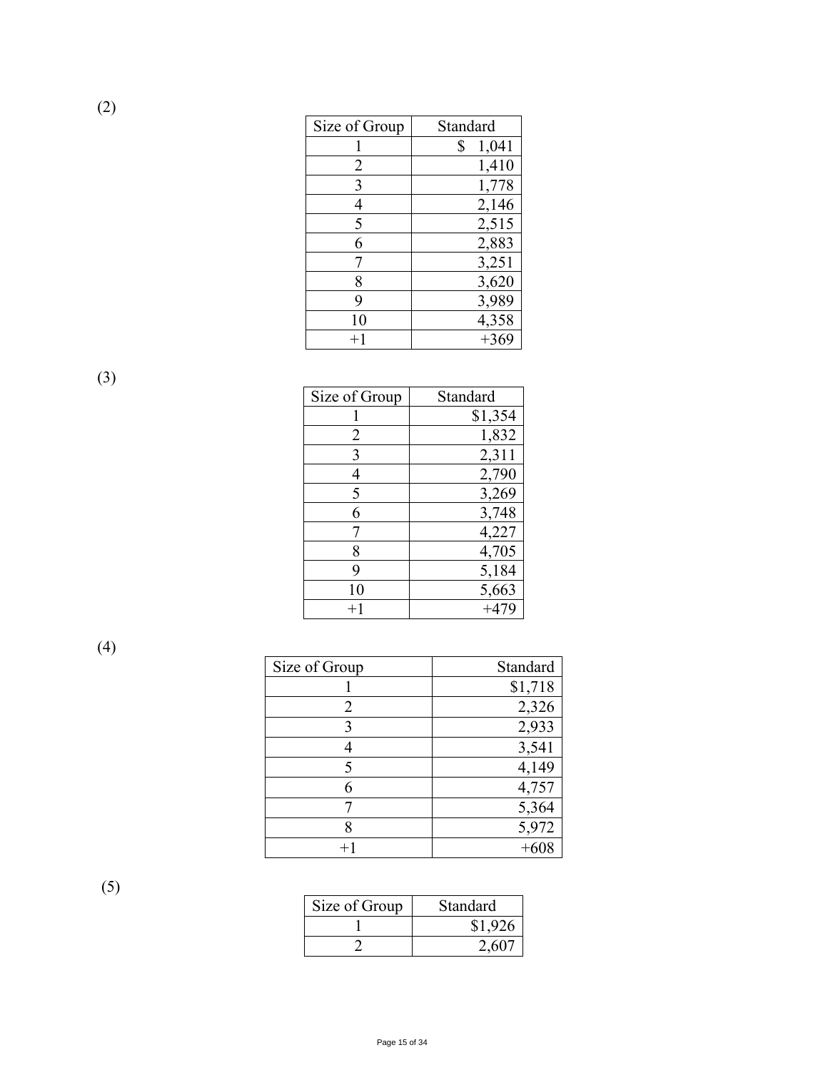(2)

| Size of Group | Standard |
|---|---|
| 1 | $ 1,041 |
| 2 | 1,410 |
| 3 | 1,778 |
| 4 | 2,146 |
| 5 | 2,515 |
| 6 | 2,883 |
| 7 | 3,251 |
| 8 | 3,620 |
| 9 | 3,989 |
| 10 | 4,358 |
| +1 | +369 |

(3)

| Size of Group | Standard |
|---|---|
| 1 | $1,354 |
| 2 | 1,832 |
| 3 | 2,311 |
| 4 | 2,790 |
| 5 | 3,269 |
| 6 | 3,748 |
| 7 | 4,227 |
| 8 | 4,705 |
| 9 | 5,184 |
| 10 | 5,663 |
| +1 | +479 |

(4)

| Size of Group | Standard |
|---|---|
| 1 | $1,718 |
| 2 | 2,326 |
| 3 | 2,933 |
| 4 | 3,541 |
| 5 | 4,149 |
| 6 | 4,757 |
| 7 | 5,364 |
| 8 | 5,972 |
| +1 | +608 |

(5)

| Size of Group | Standard |
|---|---|
| 1 | $1,926 |
| 2 | 2,607 |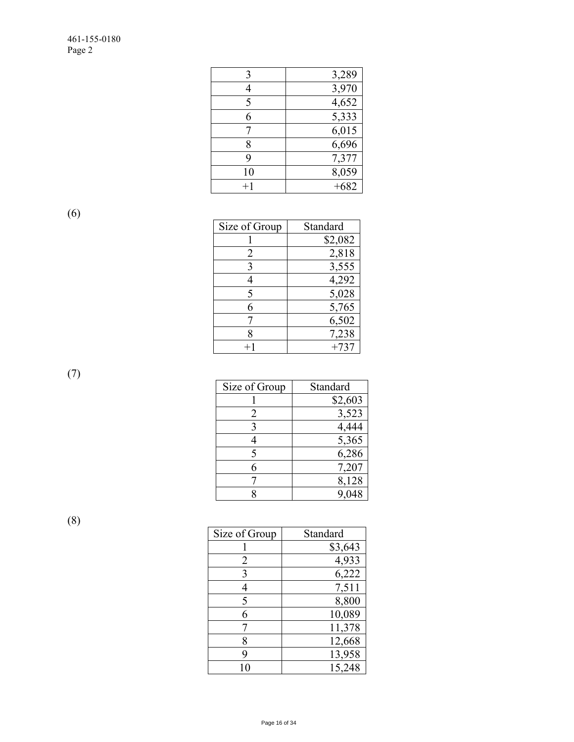| | |
|---|---|
| 3 | 3,289 |
| 4 | 3,970 |
| 5 | 4,652 |
| 6 | 5,333 |
| 7 | 6,015 |
| 8 | 6,696 |
| 9 | 7,377 |
| 10 | 8,059 |
| +1 | +682 |

(6)

| Size of Group | Standard |
|---|---|
| 1 | $2,082 |
| 2 | 2,818 |
| 3 | 3,555 |
| 4 | 4,292 |
| 5 | 5,028 |
| 6 | 5,765 |
| 7 | 6,502 |
| 8 | 7,238 |
| +1 | +737 |

(7)

| Size of Group | Standard |
|---|---|
| 1 | $2,603 |
| 2 | 3,523 |
| 3 | 4,444 |
| 4 | 5,365 |
| 5 | 6,286 |
| 6 | 7,207 |
| 7 | 8,128 |
| 8 | 9,048 |

(8)

| Size of Group | Standard |
|---|---|
| 1 | $3,643 |
| 2 | 4,933 |
| 3 | 6,222 |
| 4 | 7,511 |
| 5 | 8,800 |
| 6 | 10,089 |
| 7 | 11,378 |
| 8 | 12,668 |
| 9 | 13,958 |
| 10 | 15,248 |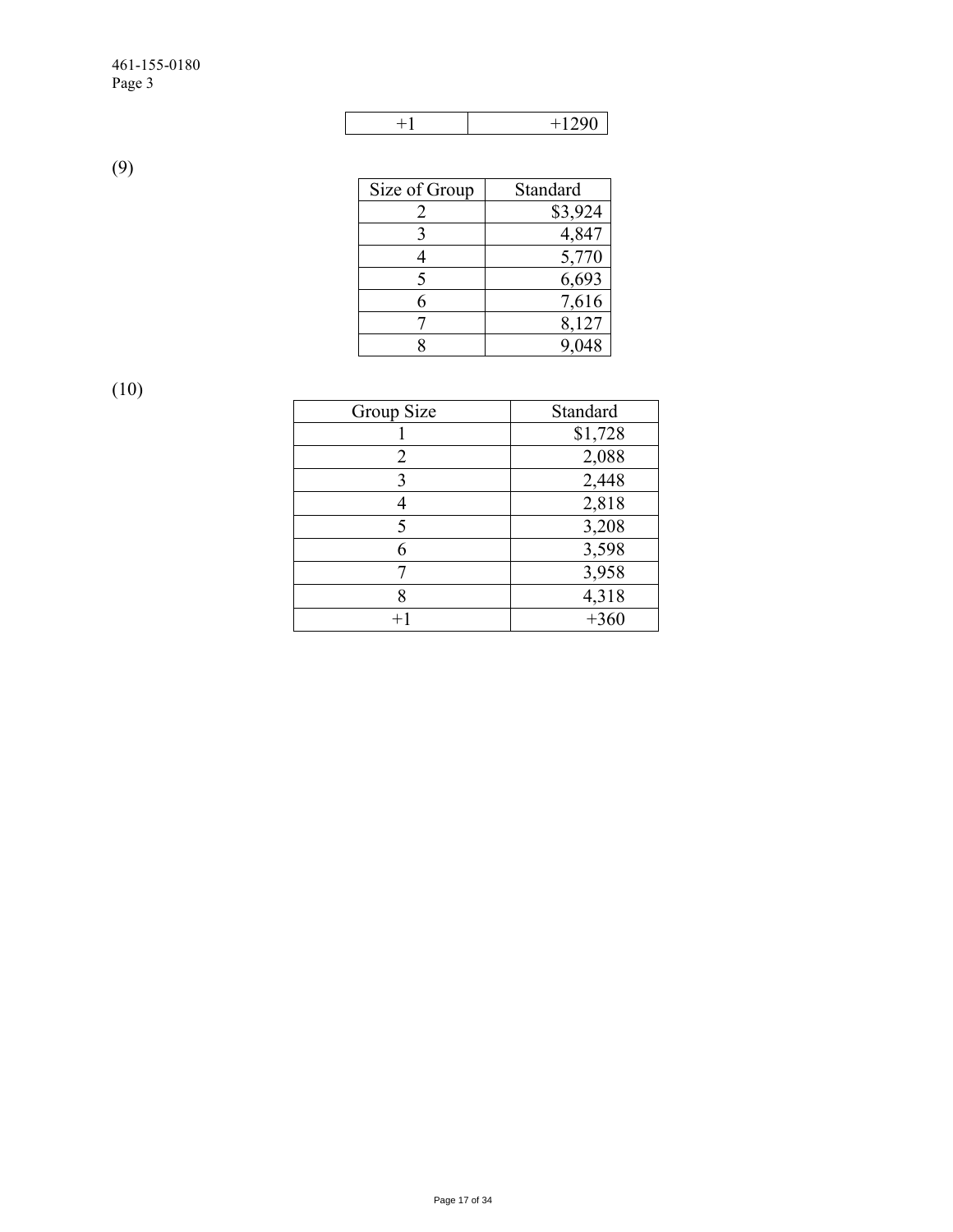| +1 | +1290 |
|---|---|

(9)

| Size of Group | Standard |
|---|---|
| 2 | $3,924 |
| 3 | 4,847 |
| 4 | 5,770 |
| 5 | 6,693 |
| 6 | 7,616 |
| 7 | 8,127 |
| 8 | 9,048 |

(10)

| Group Size | Standard |
|---|---|
| 1 | $1,728 |
| 2 | 2,088 |
| 3 | 2,448 |
| 4 | 2,818 |
| 5 | 3,208 |
| 6 | 3,598 |
| 7 | 3,958 |
| 8 | 4,318 |
| +1 | +360 |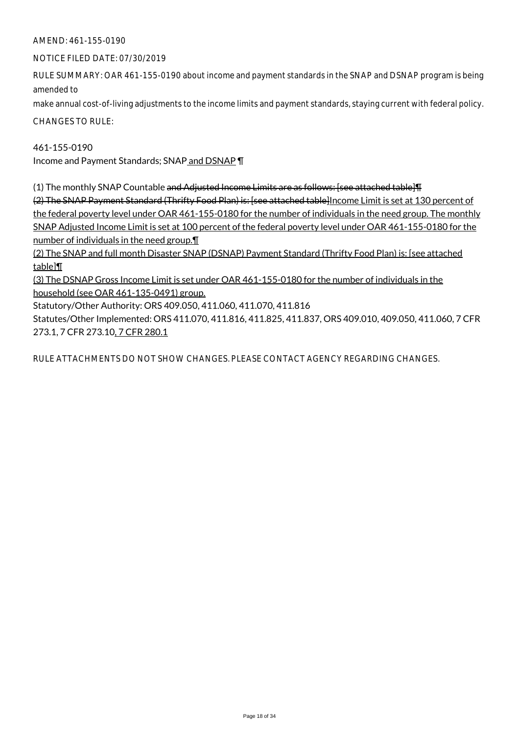AMEND: 461-155-0190

NOTICE FILED DATE: 07/30/2019

RULE SUMMARY: OAR 461-155-0190 about income and payment standards in the SNAP and DSNAP program is being amended to

make annual cost-of-living adjustments to the income limits and payment standards, staying current with federal policy.

CHANGES TO RULE:

461-155-0190

Income and Payment Standards; SNAP and DSNAP ¶

(1) The monthly SNAP Countable ~~and Adjusted Income Limits are as follows: [see attached table]¶~~
~~(2) The SNAP Payment Standard (Thrifty Food Plan) is: [see attached table]~~Income Limit is set at 130 percent of the federal poverty level under OAR 461-155-0180 for the number of individuals in the need group. The monthly SNAP Adjusted Income Limit is set at 100 percent of the federal poverty level under OAR 461-155-0180 for the number of individuals in the need group.¶
(2) The SNAP and full month Disaster SNAP (DSNAP) Payment Standard (Thrifty Food Plan) is: [see attached table]¶
(3) The DSNAP Gross Income Limit is set under OAR 461-155-0180 for the number of individuals in the household (see OAR 461-135-0491) group.

Statutory/Other Authority: ORS 409.050, 411.060, 411.070, 411.816

Statutes/Other Implemented: ORS 411.070, 411.816, 411.825, 411.837, ORS 409.010, 409.050, 411.060, 7 CFR 273.1, 7 CFR 273.10, 7 CFR 280.1

RULE ATTACHMENTS DO NOT SHOW CHANGES. PLEASE CONTACT AGENCY REGARDING CHANGES.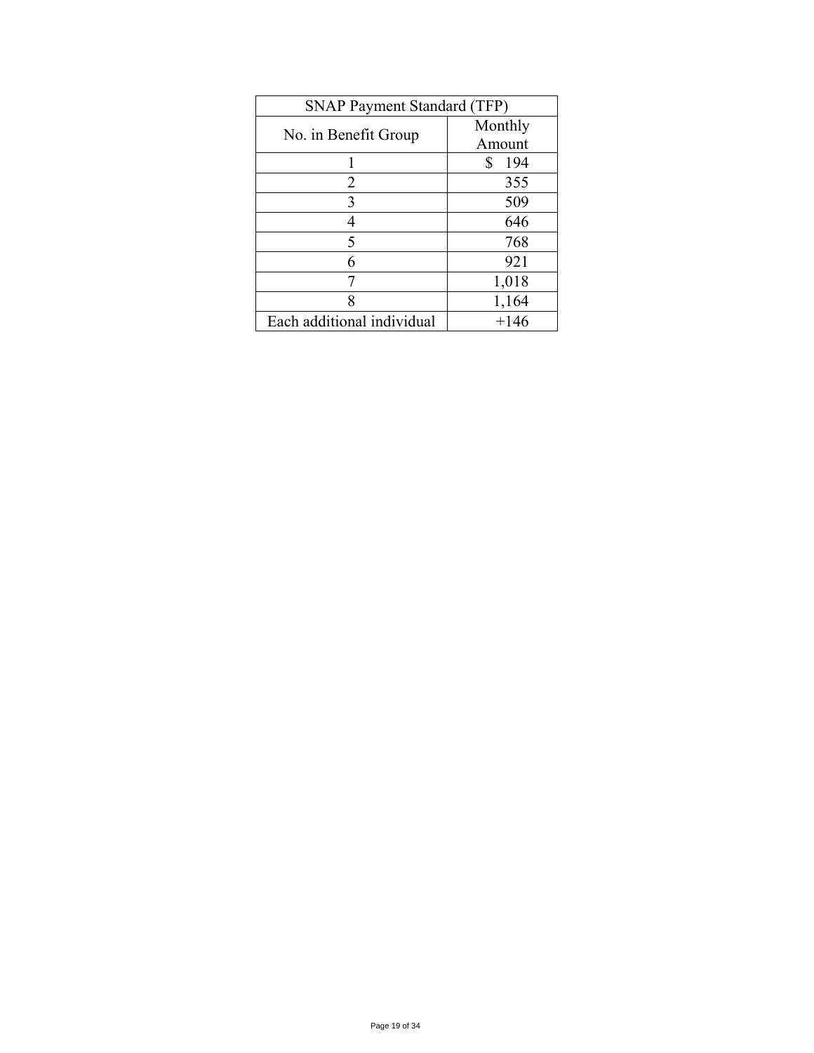| SNAP Payment Standard (TFP) | |
|---|---|
| No. in Benefit Group | Monthly Amount |
| 1 | $ 194 |
| 2 | 355 |
| 3 | 509 |
| 4 | 646 |
| 5 | 768 |
| 6 | 921 |
| 7 | 1,018 |
| 8 | 1,164 |
| Each additional individual | +146 |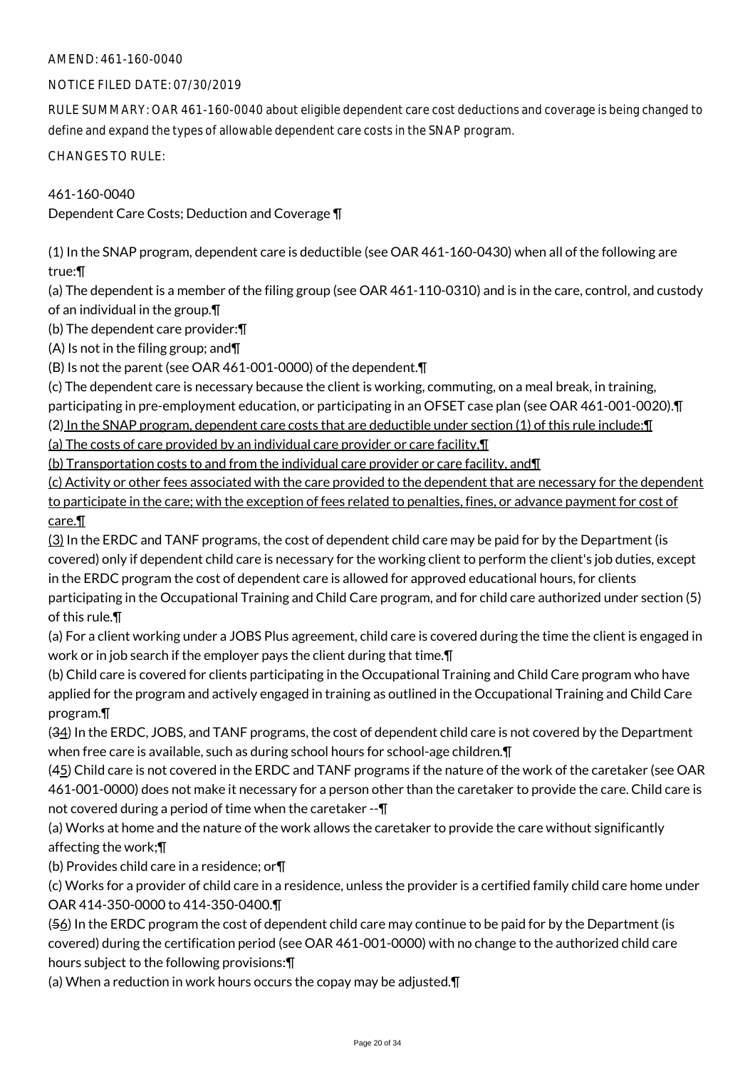AMEND: 461-160-0040

NOTICE FILED DATE: 07/30/2019

RULE SUMMARY: OAR 461-160-0040 about eligible dependent care cost deductions and coverage is being changed to define and expand the types of allowable dependent care costs in the SNAP program.

CHANGES TO RULE:

461-160-0040
Dependent Care Costs; Deduction and Coverage ¶

(1) In the SNAP program, dependent care is deductible (see OAR 461-160-0430) when all of the following are true:¶
(a) The dependent is a member of the filing group (see OAR 461-110-0310) and is in the care, control, and custody of an individual in the group.¶
(b) The dependent care provider:¶
(A) Is not in the filing group; and¶
(B) Is not the parent (see OAR 461-001-0000) of the dependent.¶
(c) The dependent care is necessary because the client is working, commuting, on a meal break, in training, participating in pre-employment education, or participating in an OFSET case plan (see OAR 461-001-0020).¶
(2) In the SNAP program, dependent care costs that are deductible under section (1) of this rule include:¶
(a) The costs of care provided by an individual care provider or care facility,¶
(b) Transportation costs to and from the individual care provider or care facility, and¶
(c) Activity or other fees associated with the care provided to the dependent that are necessary for the dependent to participate in the care; with the exception of fees related to penalties, fines, or advance payment for cost of care.¶
(3) In the ERDC and TANF programs, the cost of dependent child care may be paid for by the Department (is covered) only if dependent child care is necessary for the working client to perform the client's job duties, except in the ERDC program the cost of dependent care is allowed for approved educational hours, for clients participating in the Occupational Training and Child Care program, and for child care authorized under section (5) of this rule.¶
(a) For a client working under a JOBS Plus agreement, child care is covered during the time the client is engaged in work or in job search if the employer pays the client during that time.¶
(b) Child care is covered for clients participating in the Occupational Training and Child Care program who have applied for the program and actively engaged in training as outlined in the Occupational Training and Child Care program.¶
(34) In the ERDC, JOBS, and TANF programs, the cost of dependent child care is not covered by the Department when free care is available, such as during school hours for school-age children.¶
(45) Child care is not covered in the ERDC and TANF programs if the nature of the work of the caretaker (see OAR 461-001-0000) does not make it necessary for a person other than the caretaker to provide the care. Child care is not covered during a period of time when the caretaker --¶
(a) Works at home and the nature of the work allows the caretaker to provide the care without significantly affecting the work;¶
(b) Provides child care in a residence; or¶
(c) Works for a provider of child care in a residence, unless the provider is a certified family child care home under OAR 414-350-0000 to 414-350-0400.¶
(56) In the ERDC program the cost of dependent child care may continue to be paid for by the Department (is covered) during the certification period (see OAR 461-001-0000) with no change to the authorized child care hours subject to the following provisions:¶
(a) When a reduction in work hours occurs the copay may be adjusted.¶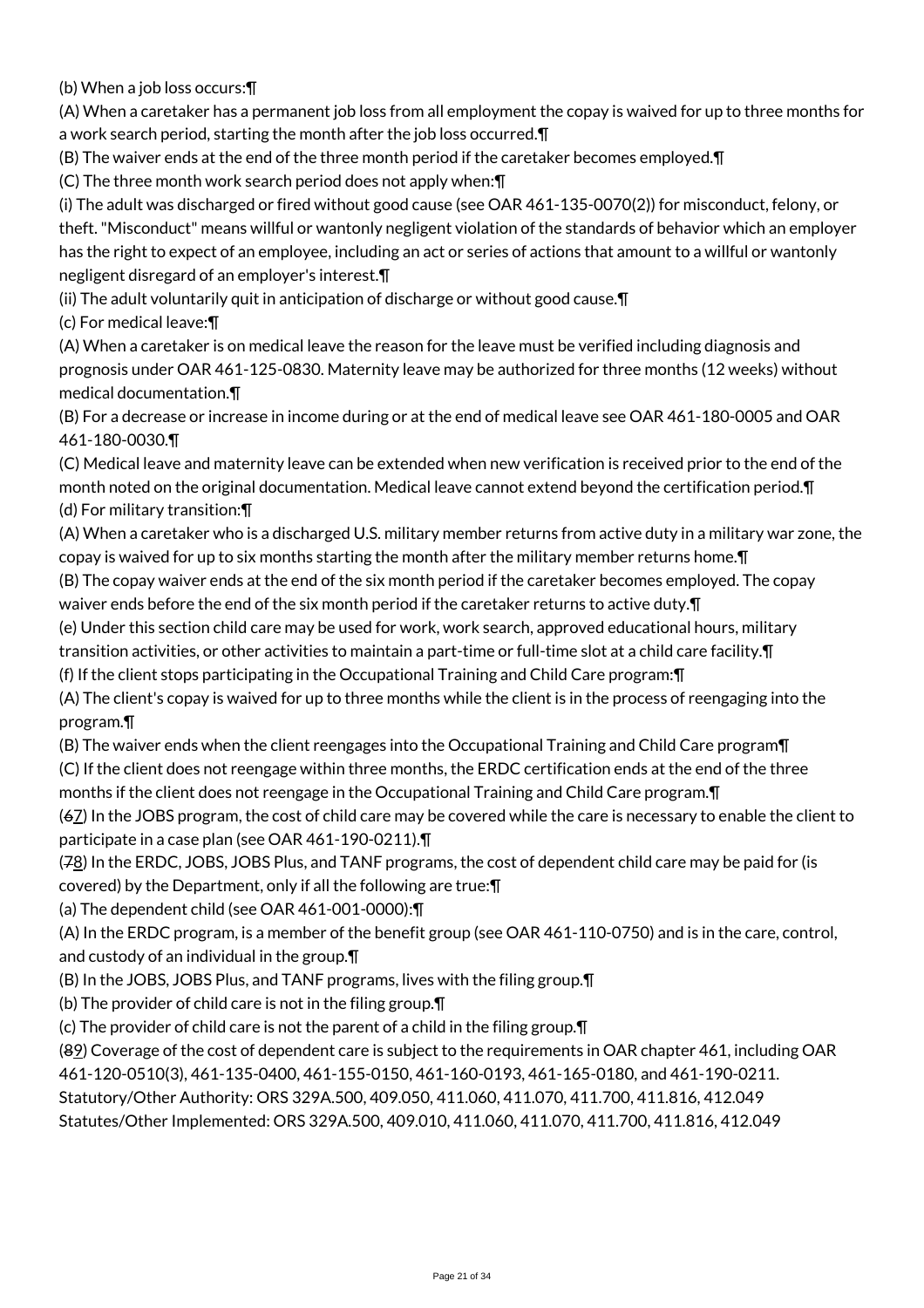(b) When a job loss occurs:¶

(A) When a caretaker has a permanent job loss from all employment the copay is waived for up to three months for a work search period, starting the month after the job loss occurred.¶

(B) The waiver ends at the end of the three month period if the caretaker becomes employed.¶

(C) The three month work search period does not apply when:¶

(i) The adult was discharged or fired without good cause (see OAR 461-135-0070(2)) for misconduct, felony, or theft. "Misconduct" means willful or wantonly negligent violation of the standards of behavior which an employer has the right to expect of an employee, including an act or series of actions that amount to a willful or wantonly negligent disregard of an employer's interest.¶

(ii) The adult voluntarily quit in anticipation of discharge or without good cause.¶

(c) For medical leave:¶

(A) When a caretaker is on medical leave the reason for the leave must be verified including diagnosis and prognosis under OAR 461-125-0830. Maternity leave may be authorized for three months (12 weeks) without medical documentation.¶

(B) For a decrease or increase in income during or at the end of medical leave see OAR 461-180-0005 and OAR 461-180-0030.¶

(C) Medical leave and maternity leave can be extended when new verification is received prior to the end of the month noted on the original documentation. Medical leave cannot extend beyond the certification period.¶

(d) For military transition:¶

(A) When a caretaker who is a discharged U.S. military member returns from active duty in a military war zone, the copay is waived for up to six months starting the month after the military member returns home.¶

(B) The copay waiver ends at the end of the six month period if the caretaker becomes employed. The copay waiver ends before the end of the six month period if the caretaker returns to active duty.¶

(e) Under this section child care may be used for work, work search, approved educational hours, military transition activities, or other activities to maintain a part-time or full-time slot at a child care facility.¶

(f) If the client stops participating in the Occupational Training and Child Care program:¶

(A) The client's copay is waived for up to three months while the client is in the process of reengaging into the program.¶

(B) The waiver ends when the client reengages into the Occupational Training and Child Care program¶

(C) If the client does not reengage within three months, the ERDC certification ends at the end of the three months if the client does not reengage in the Occupational Training and Child Care program.¶

(~~6~~7) In the JOBS program, the cost of child care may be covered while the care is necessary to enable the client to participate in a case plan (see OAR 461-190-0211).¶

(~~7~~8) In the ERDC, JOBS, JOBS Plus, and TANF programs, the cost of dependent child care may be paid for (is covered) by the Department, only if all the following are true:¶

(a) The dependent child (see OAR 461-001-0000):¶

(A) In the ERDC program, is a member of the benefit group (see OAR 461-110-0750) and is in the care, control, and custody of an individual in the group.¶

(B) In the JOBS, JOBS Plus, and TANF programs, lives with the filing group.¶

(b) The provider of child care is not in the filing group.¶

(c) The provider of child care is not the parent of a child in the filing group.¶

(~~8~~9) Coverage of the cost of dependent care is subject to the requirements in OAR chapter 461, including OAR 461-120-0510(3), 461-135-0400, 461-155-0150, 461-160-0193, 461-165-0180, and 461-190-0211.

Statutory/Other Authority: ORS 329A.500, 409.050, 411.060, 411.070, 411.700, 411.816, 412.049

Statutes/Other Implemented: ORS 329A.500, 409.010, 411.060, 411.070, 411.700, 411.816, 412.049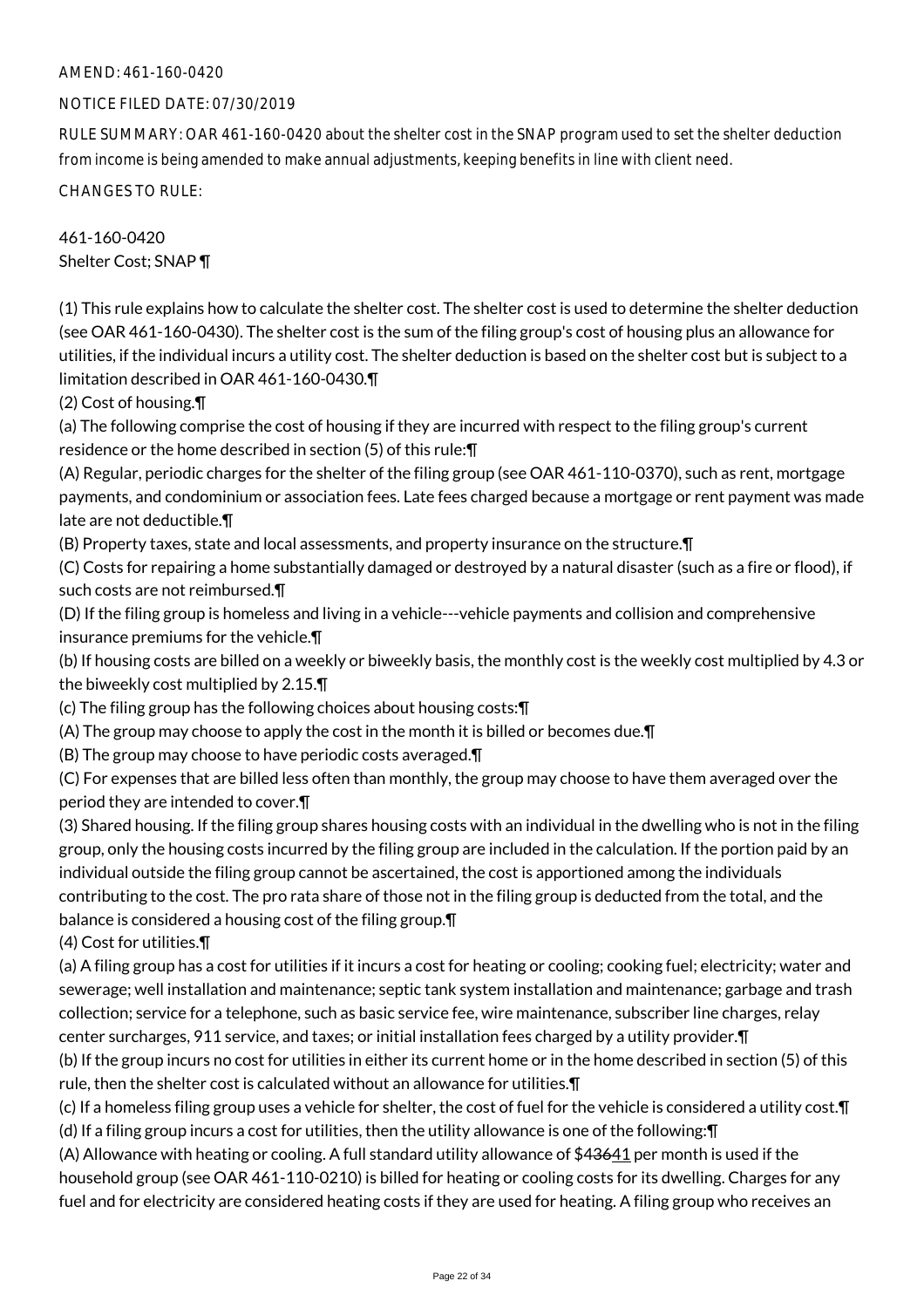AMEND: 461-160-0420

NOTICE FILED DATE: 07/30/2019

RULE SUMMARY: OAR 461-160-0420 about the shelter cost in the SNAP program used to set the shelter deduction from income is being amended to make annual adjustments, keeping benefits in line with client need.

CHANGES TO RULE:

461-160-0420
Shelter Cost; SNAP ¶

(1) This rule explains how to calculate the shelter cost. The shelter cost is used to determine the shelter deduction (see OAR 461-160-0430). The shelter cost is the sum of the filing group's cost of housing plus an allowance for utilities, if the individual incurs a utility cost. The shelter deduction is based on the shelter cost but is subject to a limitation described in OAR 461-160-0430.¶

(2) Cost of housing.¶

(a) The following comprise the cost of housing if they are incurred with respect to the filing group's current residence or the home described in section (5) of this rule:¶

(A) Regular, periodic charges for the shelter of the filing group (see OAR 461-110-0370), such as rent, mortgage payments, and condominium or association fees. Late fees charged because a mortgage or rent payment was made late are not deductible.¶

(B) Property taxes, state and local assessments, and property insurance on the structure.¶

(C) Costs for repairing a home substantially damaged or destroyed by a natural disaster (such as a fire or flood), if such costs are not reimbursed.¶

(D) If the filing group is homeless and living in a vehicle---vehicle payments and collision and comprehensive insurance premiums for the vehicle.¶

(b) If housing costs are billed on a weekly or biweekly basis, the monthly cost is the weekly cost multiplied by 4.3 or the biweekly cost multiplied by 2.15.¶

(c) The filing group has the following choices about housing costs:¶

(A) The group may choose to apply the cost in the month it is billed or becomes due.¶

(B) The group may choose to have periodic costs averaged.¶

(C) For expenses that are billed less often than monthly, the group may choose to have them averaged over the period they are intended to cover.¶

(3) Shared housing. If the filing group shares housing costs with an individual in the dwelling who is not in the filing group, only the housing costs incurred by the filing group are included in the calculation. If the portion paid by an individual outside the filing group cannot be ascertained, the cost is apportioned among the individuals contributing to the cost. The pro rata share of those not in the filing group is deducted from the total, and the balance is considered a housing cost of the filing group.¶

(4) Cost for utilities.¶

(a) A filing group has a cost for utilities if it incurs a cost for heating or cooling; cooking fuel; electricity; water and sewerage; well installation and maintenance; septic tank system installation and maintenance; garbage and trash collection; service for a telephone, such as basic service fee, wire maintenance, subscriber line charges, relay center surcharges, 911 service, and taxes; or initial installation fees charged by a utility provider.¶

(b) If the group incurs no cost for utilities in either its current home or in the home described in section (5) of this rule, then the shelter cost is calculated without an allowance for utilities.¶

(c) If a homeless filing group uses a vehicle for shelter, the cost of fuel for the vehicle is considered a utility cost.¶

(d) If a filing group incurs a cost for utilities, then the utility allowance is one of the following:¶

(A) Allowance with heating or cooling. A full standard utility allowance of $~~436~~641 per month is used if the household group (see OAR 461-110-0210) is billed for heating or cooling costs for its dwelling. Charges for any fuel and for electricity are considered heating costs if they are used for heating. A filing group who receives an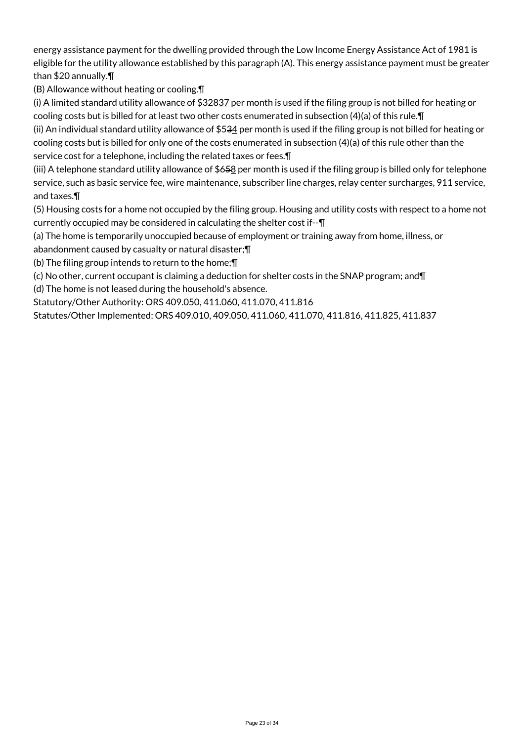energy assistance payment for the dwelling provided through the Low Income Energy Assistance Act of 1981 is eligible for the utility allowance established by this paragraph (A). This energy assistance payment must be greater than $20 annually.¶

(B) Allowance without heating or cooling.¶

(i) A limited standard utility allowance of $3~~28~~<u>37</u> per month is used if the filing group is not billed for heating or cooling costs but is billed for at least two other costs enumerated in subsection (4)(a) of this rule.¶

(ii) An individual standard utility allowance of $5~~3~~<u>4</u> per month is used if the filing group is not billed for heating or cooling costs but is billed for only one of the costs enumerated in subsection (4)(a) of this rule other than the service cost for a telephone, including the related taxes or fees.¶

(iii) A telephone standard utility allowance of $6~~5~~<u>8</u> per month is used if the filing group is billed only for telephone service, such as basic service fee, wire maintenance, subscriber line charges, relay center surcharges, 911 service, and taxes.¶

(5) Housing costs for a home not occupied by the filing group. Housing and utility costs with respect to a home not currently occupied may be considered in calculating the shelter cost if--¶

(a) The home is temporarily unoccupied because of employment or training away from home, illness, or abandonment caused by casualty or natural disaster;¶

(b) The filing group intends to return to the home;¶

(c) No other, current occupant is claiming a deduction for shelter costs in the SNAP program; and¶

(d) The home is not leased during the household's absence.

Statutory/Other Authority: ORS 409.050, 411.060, 411.070, 411.816

Statutes/Other Implemented: ORS 409.010, 409.050, 411.060, 411.070, 411.816, 411.825, 411.837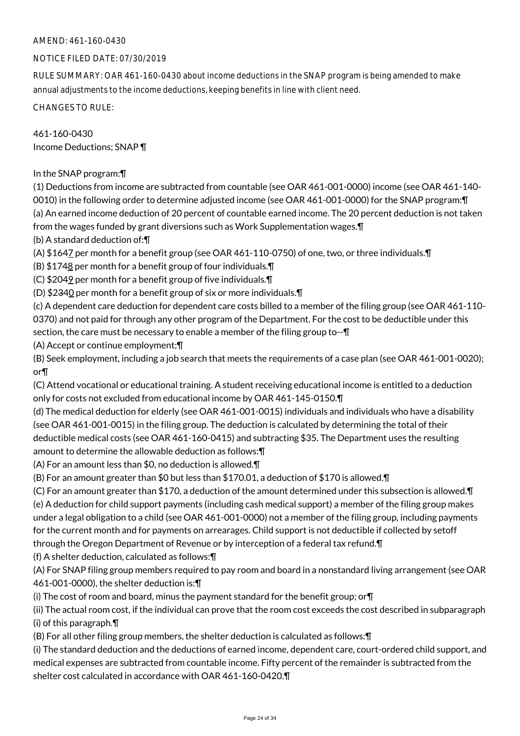AMEND: 461-160-0430

NOTICE FILED DATE: 07/30/2019

RULE SUMMARY: OAR 461-160-0430 about income deductions in the SNAP program is being amended to make annual adjustments to the income deductions, keeping benefits in line with client need.

CHANGES TO RULE:

461-160-0430
Income Deductions; SNAP ¶

In the SNAP program:¶

(1) Deductions from income are subtracted from countable (see OAR 461-001-0000) income (see OAR 461-140-0010) in the following order to determine adjusted income (see OAR 461-001-0000) for the SNAP program:¶

(a) An earned income deduction of 20 percent of countable earned income. The 20 percent deduction is not taken from the wages funded by grant diversions such as Work Supplementation wages.¶

(b) A standard deduction of:¶

(A) $1647 per month for a benefit group (see OAR 461-110-0750) of one, two, or three individuals.¶

(B) $1748 per month for a benefit group of four individuals.¶

(C) $2049 per month for a benefit group of five individuals.¶

(D) $2340 per month for a benefit group of six or more individuals.¶

(c) A dependent care deduction for dependent care costs billed to a member of the filing group (see OAR 461-110-0370) and not paid for through any other program of the Department. For the cost to be deductible under this section, the care must be necessary to enable a member of the filing group to--¶

(A) Accept or continue employment;¶

(B) Seek employment, including a job search that meets the requirements of a case plan (see OAR 461-001-0020); or¶

(C) Attend vocational or educational training. A student receiving educational income is entitled to a deduction only for costs not excluded from educational income by OAR 461-145-0150.¶

(d) The medical deduction for elderly (see OAR 461-001-0015) individuals and individuals who have a disability (see OAR 461-001-0015) in the filing group. The deduction is calculated by determining the total of their deductible medical costs (see OAR 461-160-0415) and subtracting $35. The Department uses the resulting amount to determine the allowable deduction as follows:¶

(A) For an amount less than $0, no deduction is allowed.¶

(B) For an amount greater than $0 but less than $170.01, a deduction of $170 is allowed.¶

(C) For an amount greater than $170, a deduction of the amount determined under this subsection is allowed.¶

(e) A deduction for child support payments (including cash medical support) a member of the filing group makes under a legal obligation to a child (see OAR 461-001-0000) not a member of the filing group, including payments for the current month and for payments on arrearages. Child support is not deductible if collected by setoff through the Oregon Department of Revenue or by interception of a federal tax refund.¶

(f) A shelter deduction, calculated as follows:¶

(A) For SNAP filing group members required to pay room and board in a nonstandard living arrangement (see OAR 461-001-0000), the shelter deduction is:¶

(i) The cost of room and board, minus the payment standard for the benefit group; or¶

(ii) The actual room cost, if the individual can prove that the room cost exceeds the cost described in subparagraph (i) of this paragraph.¶

(B) For all other filing group members, the shelter deduction is calculated as follows:¶

(i) The standard deduction and the deductions of earned income, dependent care, court-ordered child support, and medical expenses are subtracted from countable income. Fifty percent of the remainder is subtracted from the shelter cost calculated in accordance with OAR 461-160-0420.¶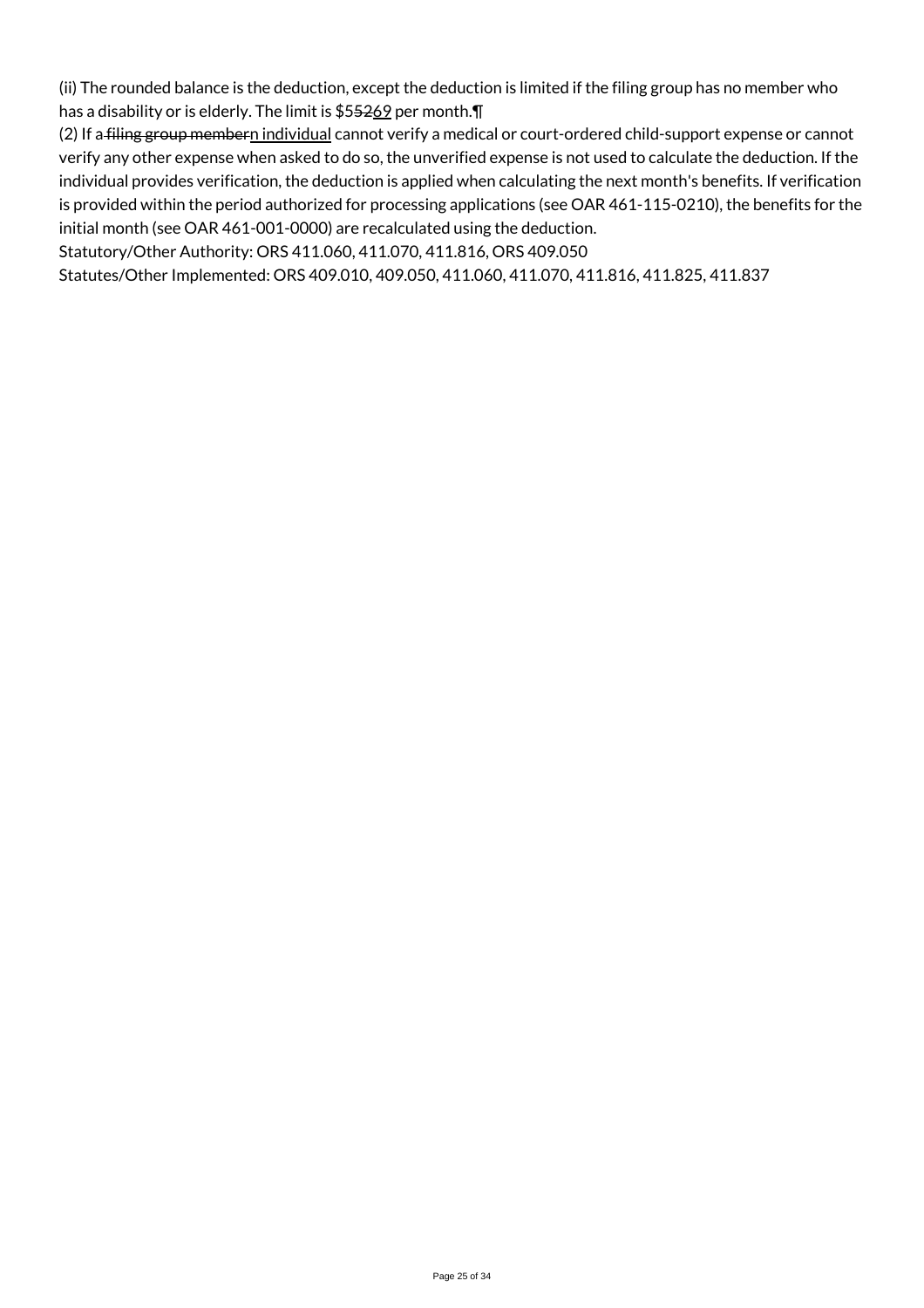(ii) The rounded balance is the deduction, except the deduction is limited if the filing group has no member who has a disability or is elderly. The limit is $~~552~~69 per month.¶

(2) If a ~~filing group member~~n individual cannot verify a medical or court-ordered child-support expense or cannot verify any other expense when asked to do so, the unverified expense is not used to calculate the deduction. If the individual provides verification, the deduction is applied when calculating the next month's benefits. If verification is provided within the period authorized for processing applications (see OAR 461-115-0210), the benefits for the initial month (see OAR 461-001-0000) are recalculated using the deduction.

Statutory/Other Authority: ORS 411.060, 411.070, 411.816, ORS 409.050

Statutes/Other Implemented: ORS 409.010, 409.050, 411.060, 411.070, 411.816, 411.825, 411.837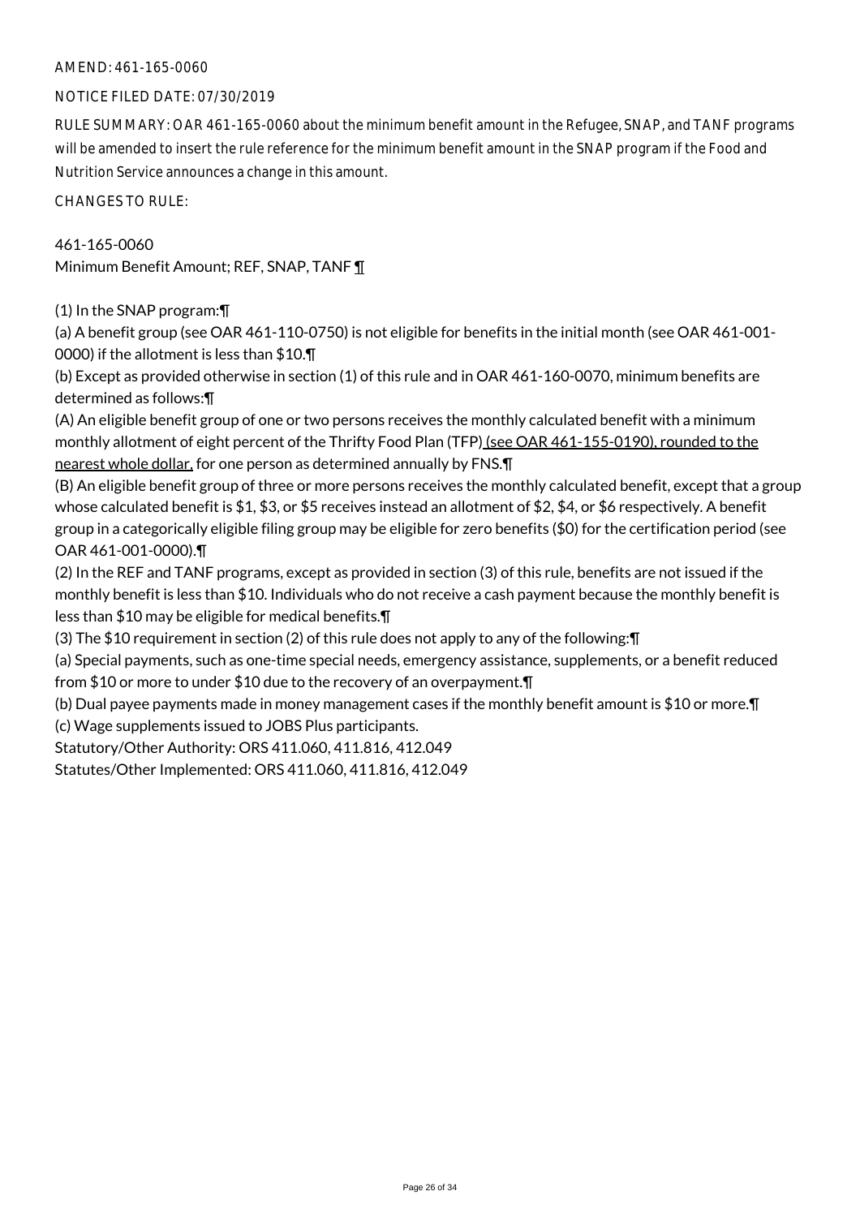AMEND: 461-165-0060

NOTICE FILED DATE: 07/30/2019

RULE SUMMARY: OAR 461-165-0060 about the minimum benefit amount in the Refugee, SNAP, and TANF programs will be amended to insert the rule reference for the minimum benefit amount in the SNAP program if the Food and Nutrition Service announces a change in this amount.

CHANGES TO RULE:

461-165-0060
Minimum Benefit Amount; REF, SNAP, TANF ¶

(1) In the SNAP program:¶

(a) A benefit group (see OAR 461-110-0750) is not eligible for benefits in the initial month (see OAR 461-001-0000) if the allotment is less than $10.¶

(b) Except as provided otherwise in section (1) of this rule and in OAR 461-160-0070, minimum benefits are determined as follows:¶

(A) An eligible benefit group of one or two persons receives the monthly calculated benefit with a minimum monthly allotment of eight percent of the Thrifty Food Plan (TFP) (see OAR 461-155-0190), rounded to the nearest whole dollar, for one person as determined annually by FNS.¶

(B) An eligible benefit group of three or more persons receives the monthly calculated benefit, except that a group whose calculated benefit is $1, $3, or $5 receives instead an allotment of $2, $4, or $6 respectively. A benefit group in a categorically eligible filing group may be eligible for zero benefits ($0) for the certification period (see OAR 461-001-0000).¶

(2) In the REF and TANF programs, except as provided in section (3) of this rule, benefits are not issued if the monthly benefit is less than $10. Individuals who do not receive a cash payment because the monthly benefit is less than $10 may be eligible for medical benefits.¶

(3) The $10 requirement in section (2) of this rule does not apply to any of the following:¶

(a) Special payments, such as one-time special needs, emergency assistance, supplements, or a benefit reduced from $10 or more to under $10 due to the recovery of an overpayment.¶

(b) Dual payee payments made in money management cases if the monthly benefit amount is $10 or more.¶

(c) Wage supplements issued to JOBS Plus participants.

Statutory/Other Authority: ORS 411.060, 411.816, 412.049

Statutes/Other Implemented: ORS 411.060, 411.816, 412.049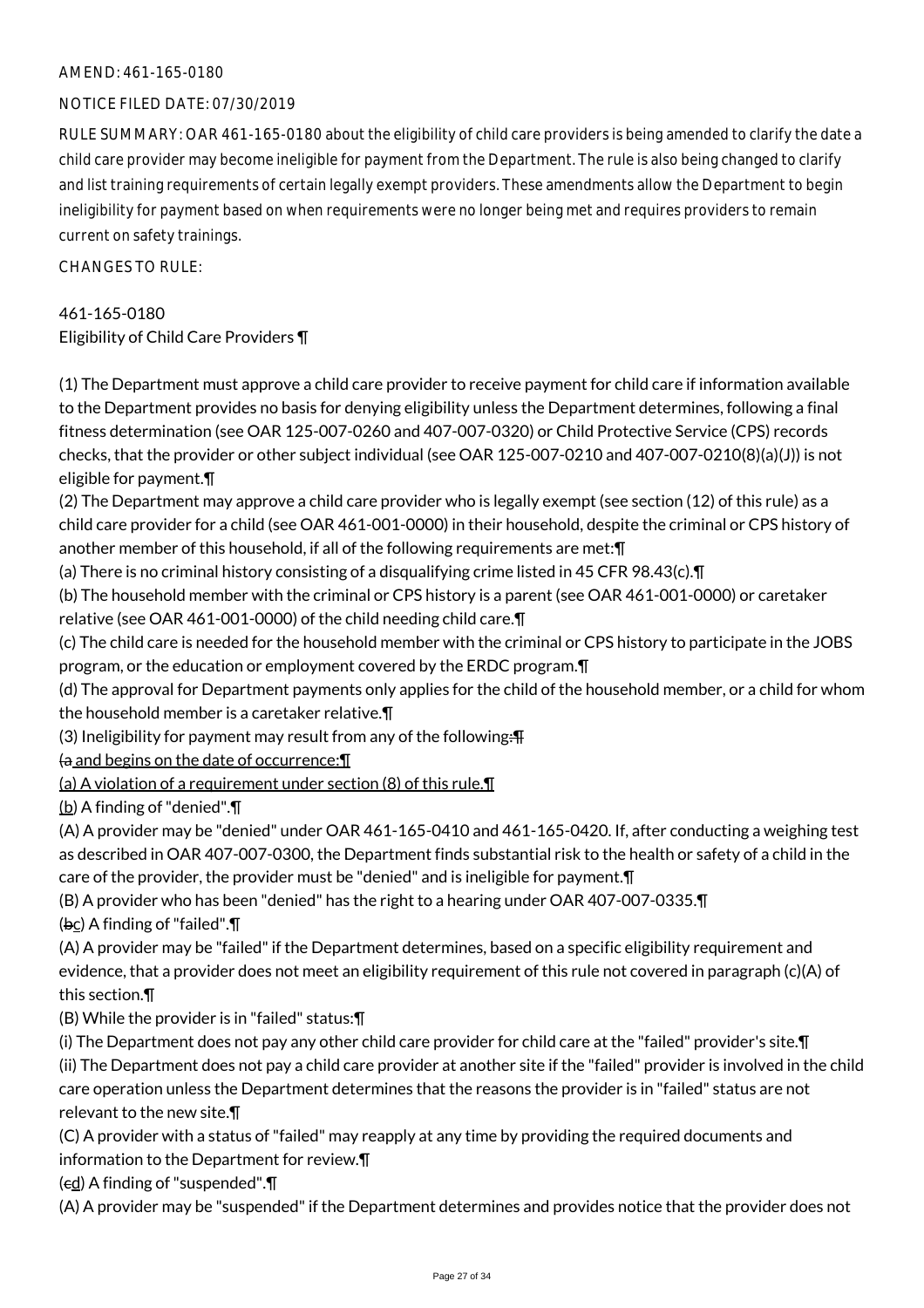AMEND: 461-165-0180

NOTICE FILED DATE: 07/30/2019

RULE SUMMARY: OAR 461-165-0180 about the eligibility of child care providers is being amended to clarify the date a child care provider may become ineligible for payment from the Department. The rule is also being changed to clarify and list training requirements of certain legally exempt providers. These amendments allow the Department to begin ineligibility for payment based on when requirements were no longer being met and requires providers to remain current on safety trainings.

CHANGES TO RULE:

461-165-0180
Eligibility of Child Care Providers ¶

(1) The Department must approve a child care provider to receive payment for child care if information available to the Department provides no basis for denying eligibility unless the Department determines, following a final fitness determination (see OAR 125-007-0260 and 407-007-0320) or Child Protective Service (CPS) records checks, that the provider or other subject individual (see OAR 125-007-0210 and 407-007-0210(8)(a)(J)) is not eligible for payment.¶

(2) The Department may approve a child care provider who is legally exempt (see section (12) of this rule) as a child care provider for a child (see OAR 461-001-0000) in their household, despite the criminal or CPS history of another member of this household, if all of the following requirements are met:¶

(a) There is no criminal history consisting of a disqualifying crime listed in 45 CFR 98.43(c).¶

(b) The household member with the criminal or CPS history is a parent (see OAR 461-001-0000) or caretaker relative (see OAR 461-001-0000) of the child needing child care.¶

(c) The child care is needed for the household member with the criminal or CPS history to participate in the JOBS program, or the education or employment covered by the ERDC program.¶

(d) The approval for Department payments only applies for the child of the household member, or a child for whom the household member is a caretaker relative.¶

(3) Ineligibility for payment may result from any of the following:¶

(a and begins on the date of occurrence:¶

(a) A violation of a requirement under section (8) of this rule.¶

(b) A finding of "denied".¶

(A) A provider may be "denied" under OAR 461-165-0410 and 461-165-0420. If, after conducting a weighing test as described in OAR 407-007-0300, the Department finds substantial risk to the health or safety of a child in the care of the provider, the provider must be "denied" and is ineligible for payment.¶

(B) A provider who has been "denied" has the right to a hearing under OAR 407-007-0335.¶

(bc) A finding of "failed".¶

(A) A provider may be "failed" if the Department determines, based on a specific eligibility requirement and evidence, that a provider does not meet an eligibility requirement of this rule not covered in paragraph (c)(A) of this section.¶

(B) While the provider is in "failed" status:¶

(i) The Department does not pay any other child care provider for child care at the "failed" provider's site.¶

(ii) The Department does not pay a child care provider at another site if the "failed" provider is involved in the child care operation unless the Department determines that the reasons the provider is in "failed" status are not relevant to the new site.¶

(C) A provider with a status of "failed" may reapply at any time by providing the required documents and information to the Department for review.¶

(cd) A finding of "suspended".¶

(A) A provider may be "suspended" if the Department determines and provides notice that the provider does not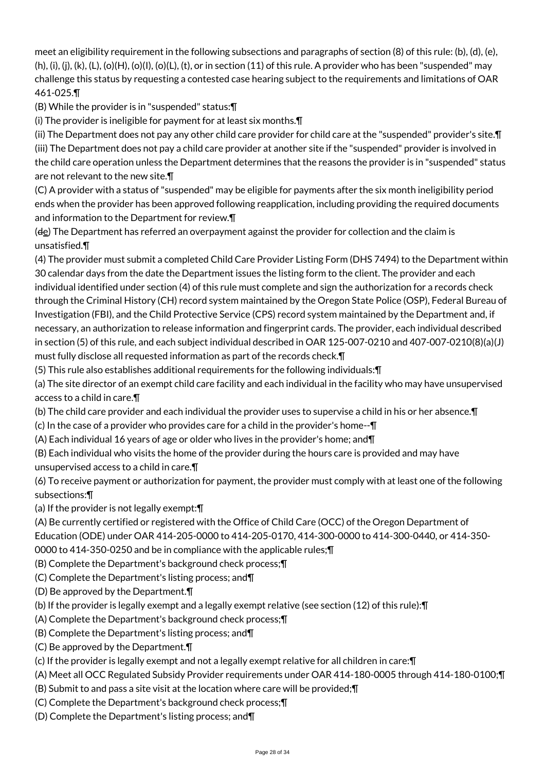meet an eligibility requirement in the following subsections and paragraphs of section (8) of this rule: (b), (d), (e), (h), (i), (j), (k), (L), (o)(H), (o)(I), (o)(L), (t), or in section (11) of this rule. A provider who has been "suspended" may challenge this status by requesting a contested case hearing subject to the requirements and limitations of OAR 461-025.¶

(B) While the provider is in "suspended" status:¶

(i) The provider is ineligible for payment for at least six months.¶

(ii) The Department does not pay any other child care provider for child care at the "suspended" provider's site.¶

(iii) The Department does not pay a child care provider at another site if the "suspended" provider is involved in the child care operation unless the Department determines that the reasons the provider is in "suspended" status are not relevant to the new site.¶

(C) A provider with a status of "suspended" may be eligible for payments after the six month ineligibility period ends when the provider has been approved following reapplication, including providing the required documents and information to the Department for review.¶

(~~d~~e) The Department has referred an overpayment against the provider for collection and the claim is unsatisfied.¶

(4) The provider must submit a completed Child Care Provider Listing Form (DHS 7494) to the Department within 30 calendar days from the date the Department issues the listing form to the client. The provider and each individual identified under section (4) of this rule must complete and sign the authorization for a records check through the Criminal History (CH) record system maintained by the Oregon State Police (OSP), Federal Bureau of Investigation (FBI), and the Child Protective Service (CPS) record system maintained by the Department and, if necessary, an authorization to release information and fingerprint cards. The provider, each individual described in section (5) of this rule, and each subject individual described in OAR 125-007-0210 and 407-007-0210(8)(a)(J) must fully disclose all requested information as part of the records check.¶

(5) This rule also establishes additional requirements for the following individuals:¶

(a) The site director of an exempt child care facility and each individual in the facility who may have unsupervised access to a child in care.¶

(b) The child care provider and each individual the provider uses to supervise a child in his or her absence.¶

(c) In the case of a provider who provides care for a child in the provider's home--¶

(A) Each individual 16 years of age or older who lives in the provider's home; and¶

(B) Each individual who visits the home of the provider during the hours care is provided and may have unsupervised access to a child in care.¶

(6) To receive payment or authorization for payment, the provider must comply with at least one of the following subsections:¶

(a) If the provider is not legally exempt:¶

(A) Be currently certified or registered with the Office of Child Care (OCC) of the Oregon Department of Education (ODE) under OAR 414-205-0000 to 414-205-0170, 414-300-0000 to 414-300-0440, or 414-350-0000 to 414-350-0250 and be in compliance with the applicable rules;¶

(B) Complete the Department's background check process;¶

(C) Complete the Department's listing process; and¶

(D) Be approved by the Department.¶

(b) If the provider is legally exempt and a legally exempt relative (see section (12) of this rule):¶

(A) Complete the Department's background check process;¶

(B) Complete the Department's listing process; and¶

(C) Be approved by the Department.¶

(c) If the provider is legally exempt and not a legally exempt relative for all children in care:¶

(A) Meet all OCC Regulated Subsidy Provider requirements under OAR 414-180-0005 through 414-180-0100;¶

(B) Submit to and pass a site visit at the location where care will be provided;¶

(C) Complete the Department's background check process;¶

(D) Complete the Department's listing process; and¶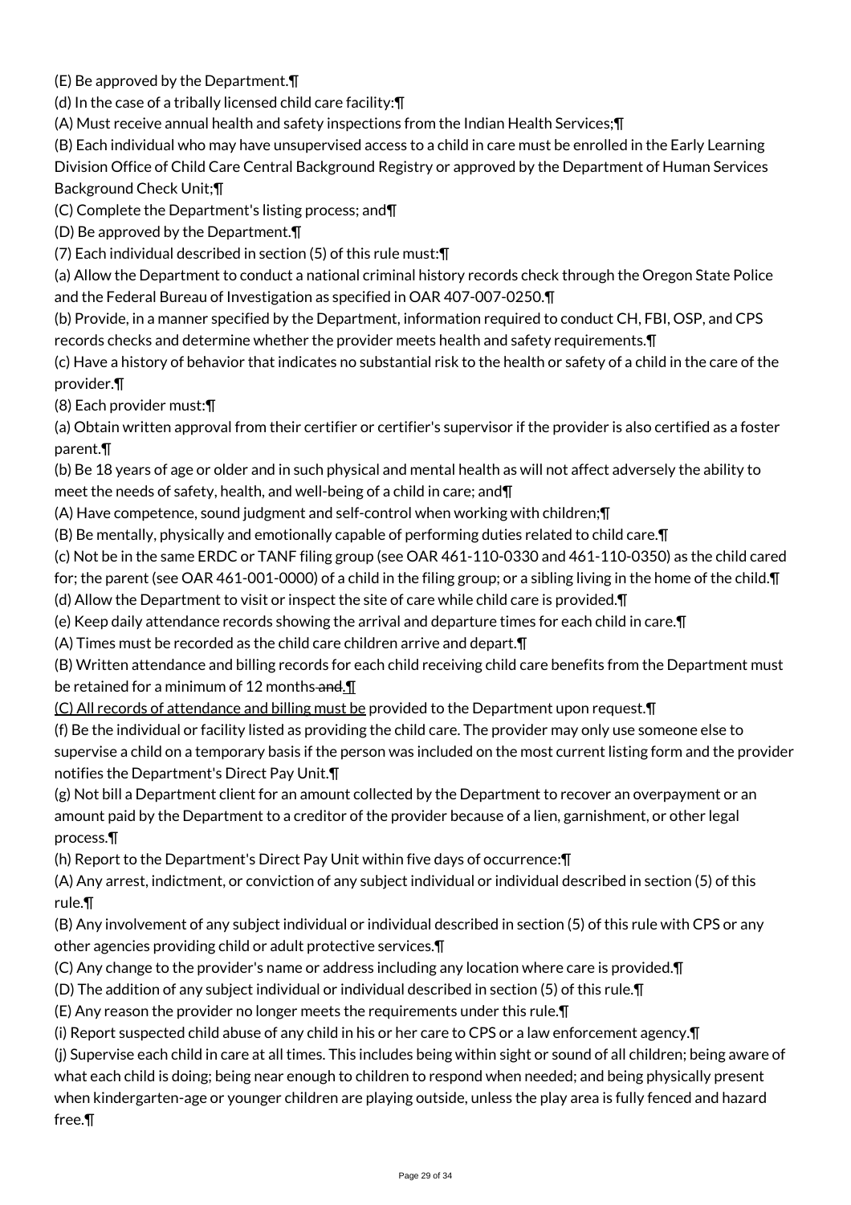(E) Be approved by the Department.¶

(d) In the case of a tribally licensed child care facility:¶

(A) Must receive annual health and safety inspections from the Indian Health Services;¶

(B) Each individual who may have unsupervised access to a child in care must be enrolled in the Early Learning Division Office of Child Care Central Background Registry or approved by the Department of Human Services Background Check Unit;¶

(C) Complete the Department's listing process; and¶

(D) Be approved by the Department.¶

(7) Each individual described in section (5) of this rule must:¶

(a) Allow the Department to conduct a national criminal history records check through the Oregon State Police and the Federal Bureau of Investigation as specified in OAR 407-007-0250.¶

(b) Provide, in a manner specified by the Department, information required to conduct CH, FBI, OSP, and CPS records checks and determine whether the provider meets health and safety requirements.¶

(c) Have a history of behavior that indicates no substantial risk to the health or safety of a child in the care of the provider.¶

(8) Each provider must:¶

(a) Obtain written approval from their certifier or certifier's supervisor if the provider is also certified as a foster parent.¶

(b) Be 18 years of age or older and in such physical and mental health as will not affect adversely the ability to meet the needs of safety, health, and well-being of a child in care; and¶

(A) Have competence, sound judgment and self-control when working with children;¶

(B) Be mentally, physically and emotionally capable of performing duties related to child care.¶

(c) Not be in the same ERDC or TANF filing group (see OAR 461-110-0330 and 461-110-0350) as the child cared for; the parent (see OAR 461-001-0000) of a child in the filing group; or a sibling living in the home of the child.¶

(d) Allow the Department to visit or inspect the site of care while child care is provided.¶

(e) Keep daily attendance records showing the arrival and departure times for each child in care.¶

(A) Times must be recorded as the child care children arrive and depart.¶

(B) Written attendance and billing records for each child receiving child care benefits from the Department must be retained for a minimum of 12 months ~~and~~.¶

<u>(C) All records of attendance and billing must be</u> provided to the Department upon request.¶

(f) Be the individual or facility listed as providing the child care. The provider may only use someone else to supervise a child on a temporary basis if the person was included on the most current listing form and the provider notifies the Department's Direct Pay Unit.¶

(g) Not bill a Department client for an amount collected by the Department to recover an overpayment or an amount paid by the Department to a creditor of the provider because of a lien, garnishment, or other legal process.¶

(h) Report to the Department's Direct Pay Unit within five days of occurrence:¶

(A) Any arrest, indictment, or conviction of any subject individual or individual described in section (5) of this rule.¶

(B) Any involvement of any subject individual or individual described in section (5) of this rule with CPS or any other agencies providing child or adult protective services.¶

(C) Any change to the provider's name or address including any location where care is provided.¶

(D) The addition of any subject individual or individual described in section (5) of this rule.¶

(E) Any reason the provider no longer meets the requirements under this rule.¶

(i) Report suspected child abuse of any child in his or her care to CPS or a law enforcement agency.¶

(j) Supervise each child in care at all times. This includes being within sight or sound of all children; being aware of what each child is doing; being near enough to children to respond when needed; and being physically present when kindergarten-age or younger children are playing outside, unless the play area is fully fenced and hazard free.¶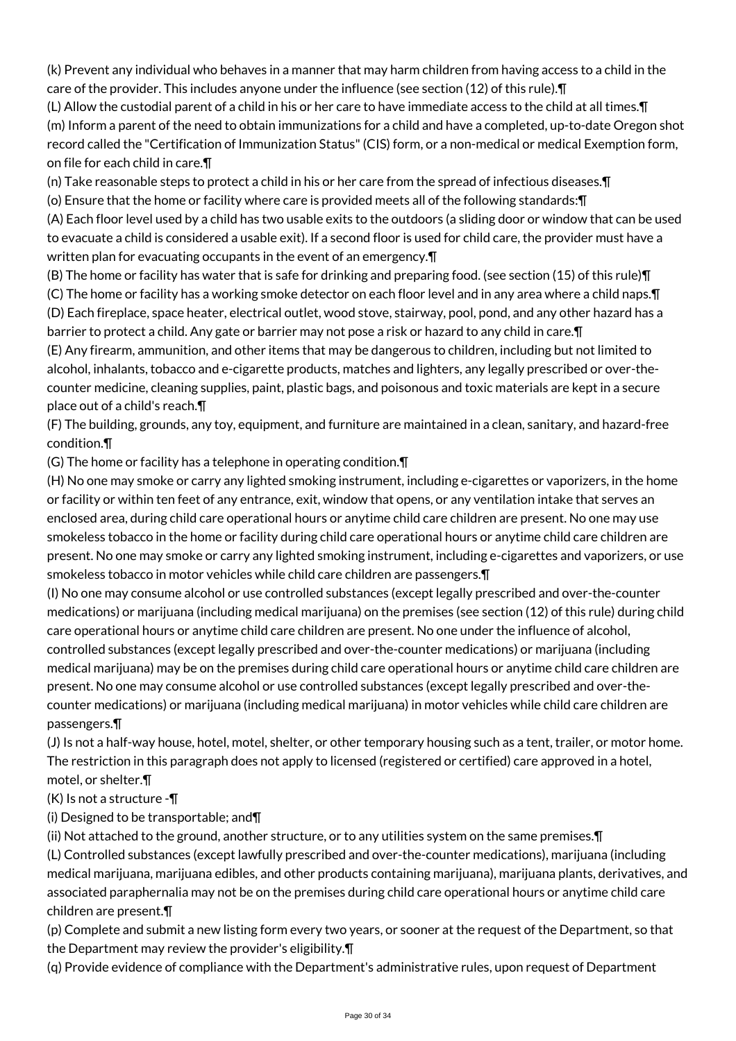(k) Prevent any individual who behaves in a manner that may harm children from having access to a child in the care of the provider. This includes anyone under the influence (see section (12) of this rule).¶

(L) Allow the custodial parent of a child in his or her care to have immediate access to the child at all times.¶

(m) Inform a parent of the need to obtain immunizations for a child and have a completed, up-to-date Oregon shot record called the "Certification of Immunization Status" (CIS) form, or a non-medical or medical Exemption form, on file for each child in care.¶

(n) Take reasonable steps to protect a child in his or her care from the spread of infectious diseases.¶

(o) Ensure that the home or facility where care is provided meets all of the following standards:¶

(A) Each floor level used by a child has two usable exits to the outdoors (a sliding door or window that can be used to evacuate a child is considered a usable exit). If a second floor is used for child care, the provider must have a written plan for evacuating occupants in the event of an emergency.¶

(B) The home or facility has water that is safe for drinking and preparing food. (see section (15) of this rule)¶

(C) The home or facility has a working smoke detector on each floor level and in any area where a child naps.¶

(D) Each fireplace, space heater, electrical outlet, wood stove, stairway, pool, pond, and any other hazard has a barrier to protect a child. Any gate or barrier may not pose a risk or hazard to any child in care.¶

(E) Any firearm, ammunition, and other items that may be dangerous to children, including but not limited to alcohol, inhalants, tobacco and e-cigarette products, matches and lighters, any legally prescribed or over-the-counter medicine, cleaning supplies, paint, plastic bags, and poisonous and toxic materials are kept in a secure place out of a child's reach.¶

(F) The building, grounds, any toy, equipment, and furniture are maintained in a clean, sanitary, and hazard-free condition.¶

(G) The home or facility has a telephone in operating condition.¶

(H) No one may smoke or carry any lighted smoking instrument, including e-cigarettes or vaporizers, in the home or facility or within ten feet of any entrance, exit, window that opens, or any ventilation intake that serves an enclosed area, during child care operational hours or anytime child care children are present. No one may use smokeless tobacco in the home or facility during child care operational hours or anytime child care children are present. No one may smoke or carry any lighted smoking instrument, including e-cigarettes and vaporizers, or use smokeless tobacco in motor vehicles while child care children are passengers.¶

(I) No one may consume alcohol or use controlled substances (except legally prescribed and over-the-counter medications) or marijuana (including medical marijuana) on the premises (see section (12) of this rule) during child care operational hours or anytime child care children are present. No one under the influence of alcohol, controlled substances (except legally prescribed and over-the-counter medications) or marijuana (including medical marijuana) may be on the premises during child care operational hours or anytime child care children are present. No one may consume alcohol or use controlled substances (except legally prescribed and over-the-counter medications) or marijuana (including medical marijuana) in motor vehicles while child care children are passengers.¶

(J) Is not a half-way house, hotel, motel, shelter, or other temporary housing such as a tent, trailer, or motor home. The restriction in this paragraph does not apply to licensed (registered or certified) care approved in a hotel, motel, or shelter.¶

(K) Is not a structure -¶

(i) Designed to be transportable; and¶

(ii) Not attached to the ground, another structure, or to any utilities system on the same premises.¶

(L) Controlled substances (except lawfully prescribed and over-the-counter medications), marijuana (including medical marijuana, marijuana edibles, and other products containing marijuana), marijuana plants, derivatives, and associated paraphernalia may not be on the premises during child care operational hours or anytime child care children are present.¶

(p) Complete and submit a new listing form every two years, or sooner at the request of the Department, so that the Department may review the provider's eligibility.¶

(q) Provide evidence of compliance with the Department's administrative rules, upon request of Department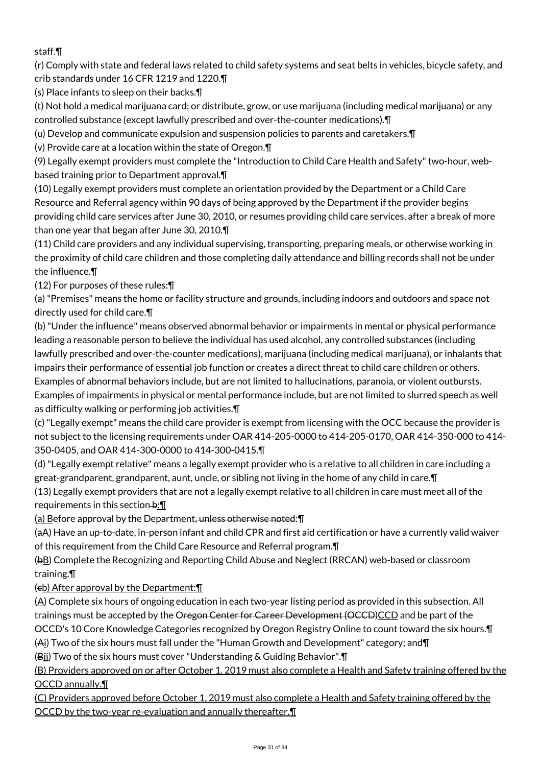staff.¶

(r) Comply with state and federal laws related to child safety systems and seat belts in vehicles, bicycle safety, and crib standards under 16 CFR 1219 and 1220.¶

(s) Place infants to sleep on their backs.¶

(t) Not hold a medical marijuana card; or distribute, grow, or use marijuana (including medical marijuana) or any controlled substance (except lawfully prescribed and over-the-counter medications).¶

(u) Develop and communicate expulsion and suspension policies to parents and caretakers.¶

(v) Provide care at a location within the state of Oregon.¶

(9) Legally exempt providers must complete the "Introduction to Child Care Health and Safety" two-hour, web-based training prior to Department approval.¶

(10) Legally exempt providers must complete an orientation provided by the Department or a Child Care Resource and Referral agency within 90 days of being approved by the Department if the provider begins providing child care services after June 30, 2010, or resumes providing child care services, after a break of more than one year that began after June 30, 2010.¶

(11) Child care providers and any individual supervising, transporting, preparing meals, or otherwise working in the proximity of child care children and those completing daily attendance and billing records shall not be under the influence.¶

(12) For purposes of these rules:¶

(a) "Premises" means the home or facility structure and grounds, including indoors and outdoors and space not directly used for child care.¶

(b) "Under the influence" means observed abnormal behavior or impairments in mental or physical performance leading a reasonable person to believe the individual has used alcohol, any controlled substances (including lawfully prescribed and over-the-counter medications), marijuana (including medical marijuana), or inhalants that impairs their performance of essential job function or creates a direct threat to child care children or others. Examples of abnormal behaviors include, but are not limited to hallucinations, paranoia, or violent outbursts. Examples of impairments in physical or mental performance include, but are not limited to slurred speech as well as difficulty walking or performing job activities.¶

(c) "Legally exempt" means the child care provider is exempt from licensing with the OCC because the provider is not subject to the licensing requirements under OAR 414-205-0000 to 414-205-0170, OAR 414-350-000 to 414-350-0405, and OAR 414-300-0000 to 414-300-0415.¶

(d) "Legally exempt relative" means a legally exempt provider who is a relative to all children in care including a great-grandparent, grandparent, aunt, uncle, or sibling not living in the home of any child in care.¶

(13) Legally exempt providers that are not a legally exempt relative to all children in care must meet all of the requirements in this section ~~b~~:¶

(a) Before approval by the Department~~, unless otherwise noted~~:¶

(~~a~~A) Have an up-to-date, in-person infant and child CPR and first aid certification or have a currently valid waiver of this requirement from the Child Care Resource and Referral program.¶

(~~b~~B) Complete the Recognizing and Reporting Child Abuse and Neglect (RRCAN) web-based or classroom training.¶

(~~c~~b) After approval by the Department:¶

(A) Complete six hours of ongoing education in each two-year listing period as provided in this subsection. All trainings must be accepted by the O~~regon Center for Career Development (OCCD)~~CCD and be part of the OCCD's 10 Core Knowledge Categories recognized by Oregon Registry Online to count toward the six hours.¶

(~~A~~i) Two of the six hours must fall under the "Human Growth and Development" category; and¶

(~~B~~ii) Two of the six hours must cover "Understanding & Guiding Behavior".¶

(B) Providers approved on or after October 1, 2019 must also complete a Health and Safety training offered by the OCCD annually.¶

(C) Providers approved before October 1, 2019 must also complete a Health and Safety training offered by the OCCD by the two-year re-evaluation and annually thereafter.¶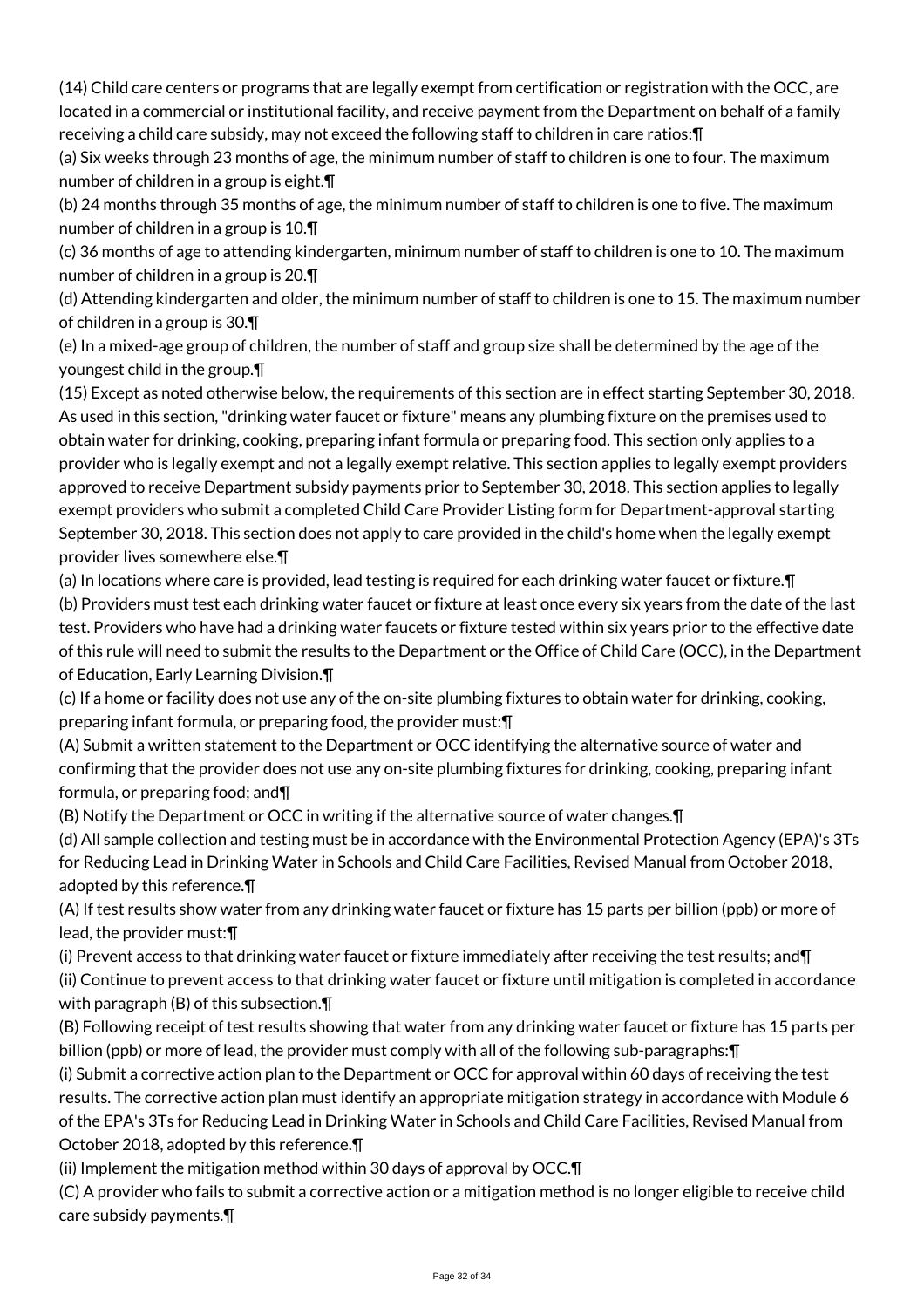(14) Child care centers or programs that are legally exempt from certification or registration with the OCC, are located in a commercial or institutional facility, and receive payment from the Department on behalf of a family receiving a child care subsidy, may not exceed the following staff to children in care ratios:¶

(a) Six weeks through 23 months of age, the minimum number of staff to children is one to four. The maximum number of children in a group is eight.¶

(b) 24 months through 35 months of age, the minimum number of staff to children is one to five. The maximum number of children in a group is 10.¶

(c) 36 months of age to attending kindergarten, minimum number of staff to children is one to 10. The maximum number of children in a group is 20.¶

(d) Attending kindergarten and older, the minimum number of staff to children is one to 15. The maximum number of children in a group is 30.¶

(e) In a mixed-age group of children, the number of staff and group size shall be determined by the age of the youngest child in the group.¶

(15) Except as noted otherwise below, the requirements of this section are in effect starting September 30, 2018. As used in this section, "drinking water faucet or fixture" means any plumbing fixture on the premises used to obtain water for drinking, cooking, preparing infant formula or preparing food. This section only applies to a provider who is legally exempt and not a legally exempt relative. This section applies to legally exempt providers approved to receive Department subsidy payments prior to September 30, 2018. This section applies to legally exempt providers who submit a completed Child Care Provider Listing form for Department-approval starting September 30, 2018. This section does not apply to care provided in the child's home when the legally exempt provider lives somewhere else.¶

(a) In locations where care is provided, lead testing is required for each drinking water faucet or fixture.¶

(b) Providers must test each drinking water faucet or fixture at least once every six years from the date of the last test. Providers who have had a drinking water faucets or fixture tested within six years prior to the effective date of this rule will need to submit the results to the Department or the Office of Child Care (OCC), in the Department of Education, Early Learning Division.¶

(c) If a home or facility does not use any of the on-site plumbing fixtures to obtain water for drinking, cooking, preparing infant formula, or preparing food, the provider must:¶

(A) Submit a written statement to the Department or OCC identifying the alternative source of water and confirming that the provider does not use any on-site plumbing fixtures for drinking, cooking, preparing infant formula, or preparing food; and¶

(B) Notify the Department or OCC in writing if the alternative source of water changes.¶

(d) All sample collection and testing must be in accordance with the Environmental Protection Agency (EPA)'s 3Ts for Reducing Lead in Drinking Water in Schools and Child Care Facilities, Revised Manual from October 2018, adopted by this reference.¶

(A) If test results show water from any drinking water faucet or fixture has 15 parts per billion (ppb) or more of lead, the provider must:¶

(i) Prevent access to that drinking water faucet or fixture immediately after receiving the test results; and¶

(ii) Continue to prevent access to that drinking water faucet or fixture until mitigation is completed in accordance with paragraph (B) of this subsection.¶

(B) Following receipt of test results showing that water from any drinking water faucet or fixture has 15 parts per billion (ppb) or more of lead, the provider must comply with all of the following sub-paragraphs:¶

(i) Submit a corrective action plan to the Department or OCC for approval within 60 days of receiving the test results. The corrective action plan must identify an appropriate mitigation strategy in accordance with Module 6 of the EPA's 3Ts for Reducing Lead in Drinking Water in Schools and Child Care Facilities, Revised Manual from October 2018, adopted by this reference.¶

(ii) Implement the mitigation method within 30 days of approval by OCC.¶

(C) A provider who fails to submit a corrective action or a mitigation method is no longer eligible to receive child care subsidy payments.¶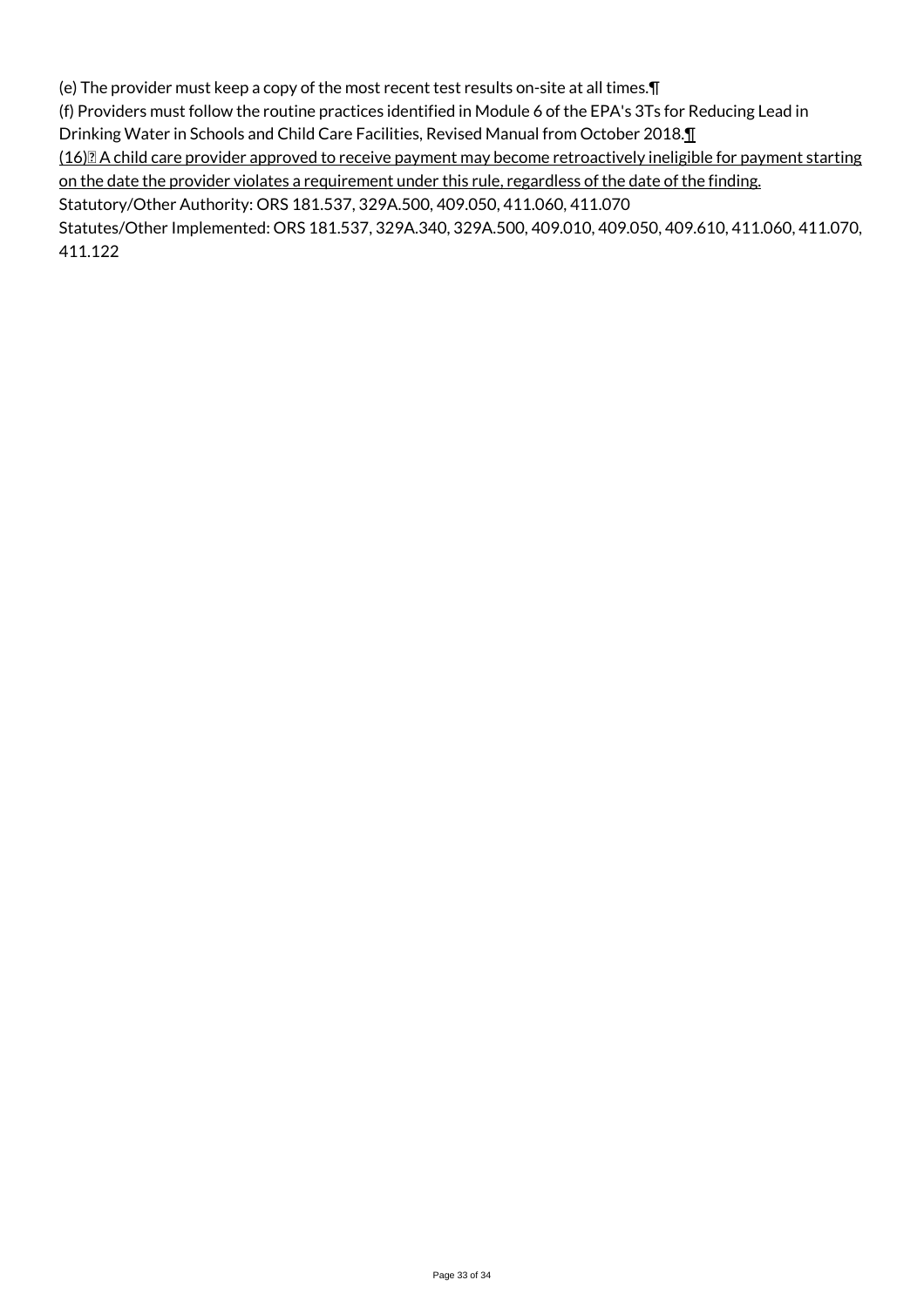(e) The provider must keep a copy of the most recent test results on-site at all times.¶

(f) Providers must follow the routine practices identified in Module 6 of the EPA's 3Ts for Reducing Lead in Drinking Water in Schools and Child Care Facilities, Revised Manual from October 2018.¶

(16) A child care provider approved to receive payment may become retroactively ineligible for payment starting on the date the provider violates a requirement under this rule, regardless of the date of the finding.

Statutory/Other Authority: ORS 181.537, 329A.500, 409.050, 411.060, 411.070

Statutes/Other Implemented: ORS 181.537, 329A.340, 329A.500, 409.010, 409.050, 409.610, 411.060, 411.070, 411.122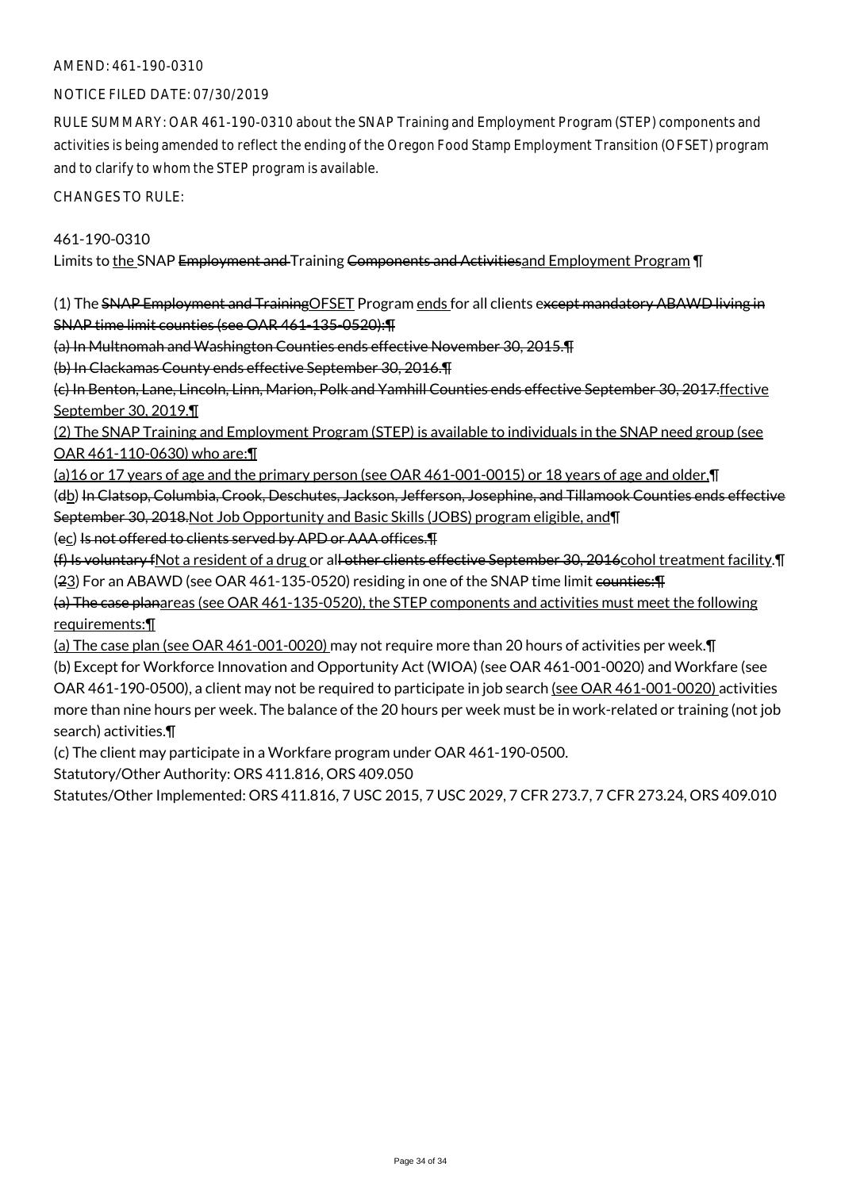AMEND: 461-190-0310

NOTICE FILED DATE: 07/30/2019

RULE SUMMARY: OAR 461-190-0310 about the SNAP Training and Employment Program (STEP) components and activities is being amended to reflect the ending of the Oregon Food Stamp Employment Transition (OFSET) program and to clarify to whom the STEP program is available.

CHANGES TO RULE:

461-190-0310

Limits to <u>the </u>SNAP ~~Employment and~~ Training ~~Components and Activities~~<u>and Employment Program</u> ¶

(1) The ~~SNAP Employment and Training~~<u>OFSET</u> Program <u>ends </u>for all clients e~~xcept mandatory ABAWD living in SNAP time limit counties (see OAR 461-135-0520):¶~~

~~(a) In Multnomah and Washington Counties ends effective November 30, 2015.¶~~

~~(b) In Clackamas County ends effective September 30, 2016.¶~~

~~(c) In Benton, Lane, Lincoln, Linn, Marion, Polk and Yamhill Counties ends effective September 30, 2017.~~<u>ffective September 30, 2019.¶</u>

<u>(2) The SNAP Training and Employment Program (STEP) is available to individuals in the SNAP need group (see OAR 461-110-0630) who are:¶</u>

<u>(a)16 or 17 years of age and the primary person (see OAR 461-001-0015) or 18 years of age and older,¶</u>

(~~d~~<u>b</u>) ~~In Clatsop, Columbia, Crook, Deschutes, Jackson, Jefferson, Josephine, and Tillamook Counties ends effective September 30, 2018.~~<u>Not Job Opportunity and Basic Skills (JOBS) program eligible, and</u>¶

(~~e~~<u>c</u>) ~~Is not offered to clients served by APD or AAA offices.¶~~

~~(f) Is voluntary f~~<u>Not a resident of a drug </u>or al~~l other clients effective September 30, 2016~~<u>cohol treatment facility.</u>¶

(~~2~~<u>3</u>) For an ABAWD (see OAR 461-135-0520) residing in one of the SNAP time limit ~~counties:¶~~

~~(a) The case plan~~<u>areas (see OAR 461-135-0520), the STEP components and activities must meet the following requirements:¶</u>

<u>(a) The case plan (see OAR 461-001-0020) </u>may not require more than 20 hours of activities per week.¶

(b) Except for Workforce Innovation and Opportunity Act (WIOA) (see OAR 461-001-0020) and Workfare (see OAR 461-190-0500), a client may not be required to participate in job search <u>(see OAR 461-001-0020) </u>activities more than nine hours per week. The balance of the 20 hours per week must be in work-related or training (not job search) activities.¶

(c) The client may participate in a Workfare program under OAR 461-190-0500.

Statutory/Other Authority: ORS 411.816, ORS 409.050

Statutes/Other Implemented: ORS 411.816, 7 USC 2015, 7 USC 2029, 7 CFR 273.7, 7 CFR 273.24, ORS 409.010